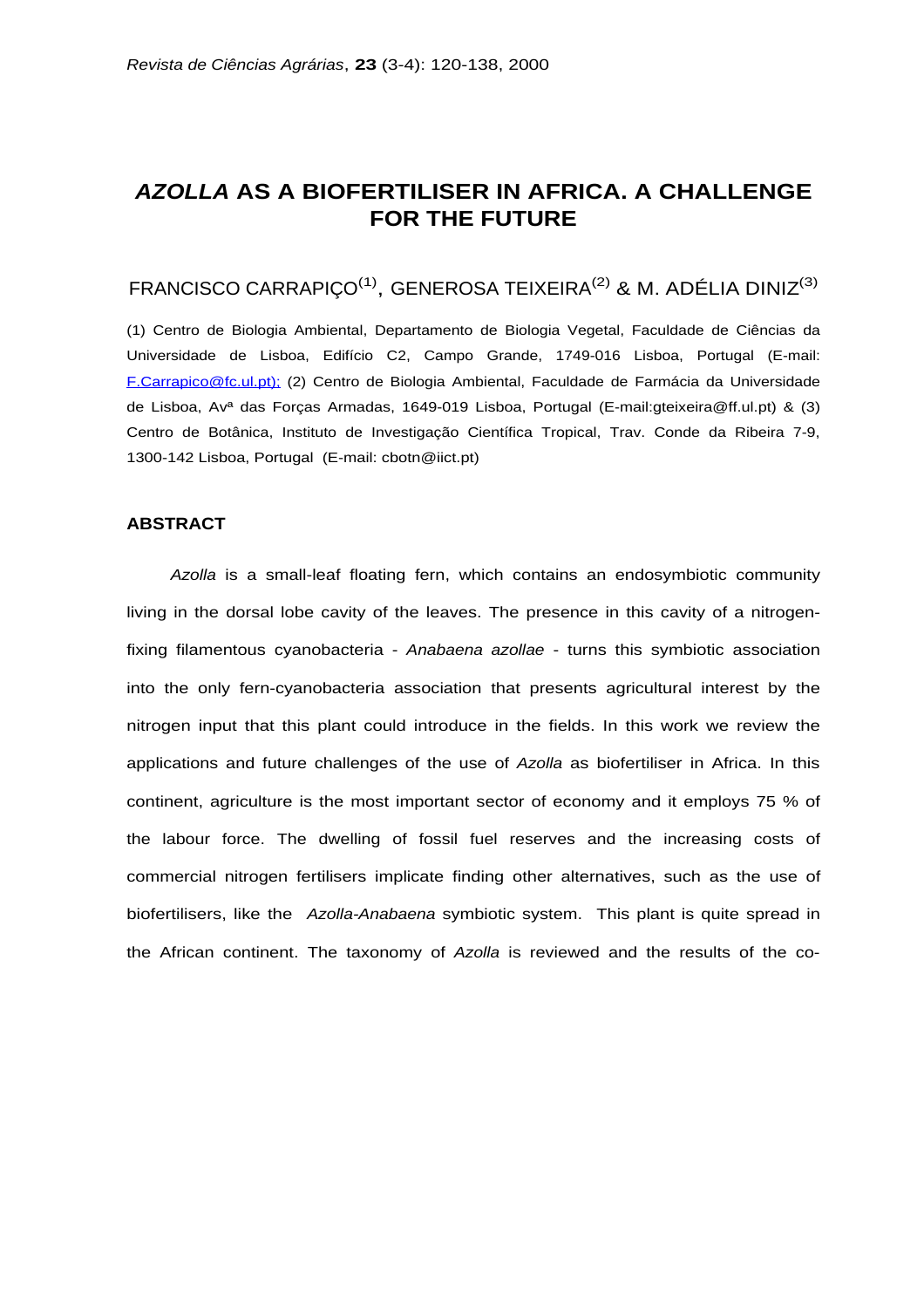# *AZOLLA* AS A BIOFERTILISER IN AFRICA. A CHALLENGE FOR THE FUTURE

FRANCISCO CARRAPIÇO[1], GENEROSA TEIXEIRA[2] & M. ADÉLIA DINIZ[3]

(1) Centro de Biologia Ambiental, Departamento de Biologia Vegetal, Faculdade de Ciências da Universidade de Lisboa, Edifício C2, Campo Grande, 1749-016 Lisboa, Portugal (E-mail: F.Carrapico@fc.ul.pt); (2) Centro de Biologia Ambiental, Faculdade de Farmácia da Universidade de Lisboa, Avª das Forças Armadas, 1649-019 Lisboa, Portugal (E-mail:gteixeira@ff.ul.pt) & (3) Centro de Botânica, Instituto de Investigação Científica Tropical, Trav. Conde da Ribeira 7-9, 1300-142 Lisboa, Portugal (E-mail: cbotn@iict.pt)

## ABSTRACT

*Azolla* is a small-leaf floating fern, which contains an endosymbiotic community living in the dorsal lobe cavity of the leaves. The presence in this cavity of a nitrogen-fixing filamentous cyanobacteria - *Anabaena azollae* - turns this symbiotic association into the only fern-cyanobacteria association that presents agricultural interest by the nitrogen input that this plant could introduce in the fields. In this work we review the applications and future challenges of the use of *Azolla* as biofertiliser in Africa. In this continent, agriculture is the most important sector of economy and it employs 75 % of the labour force. The dwelling of fossil fuel reserves and the increasing costs of commercial nitrogen fertilisers implicate finding other alternatives, such as the use of biofertilisers, like the *Azolla-Anabaena* symbiotic system. This plant is quite spread in the African continent. The taxonomy of *Azolla* is reviewed and the results of the co-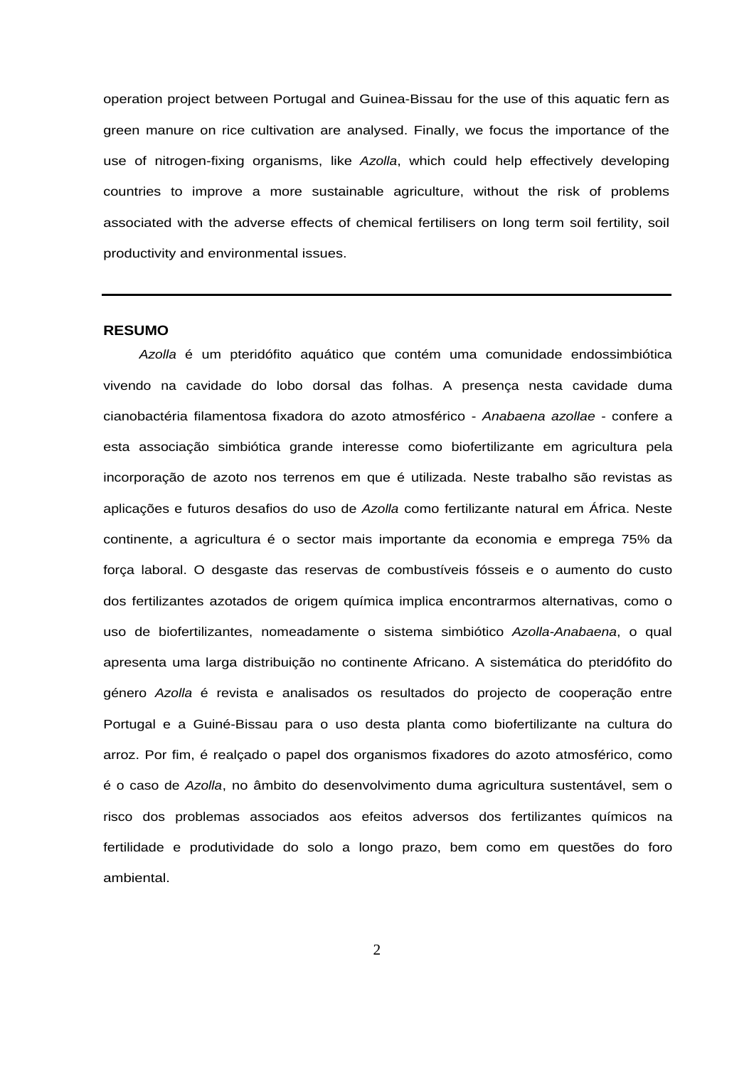operation project between Portugal and Guinea-Bissau for the use of this aquatic fern as green manure on rice cultivation are analysed. Finally, we focus the importance of the use of nitrogen-fixing organisms, like *Azolla*, which could help effectively developing countries to improve a more sustainable agriculture, without the risk of problems associated with the adverse effects of chemical fertilisers on long term soil fertility, soil productivity and environmental issues.

---

**RESUMO**

*Azolla* é um pteridófito aquático que contém uma comunidade endossimbiótica vivendo na cavidade do lobo dorsal das folhas. A presença nesta cavidade duma cianobactéria filamentosa fixadora do azoto atmosférico - *Anabaena azollae* - confere a esta associação simbiótica grande interesse como biofertilizante em agricultura pela incorporação de azoto nos terrenos em que é utilizada. Neste trabalho são revistas as aplicações e futuros desafios do uso de *Azolla* como fertilizante natural em África. Neste continente, a agricultura é o sector mais importante da economia e emprega 75% da força laboral. O desgaste das reservas de combustíveis fósseis e o aumento do custo dos fertilizantes azotados de origem química implica encontrarmos alternativas, como o uso de biofertilizantes, nomeadamente o sistema simbiótico *Azolla-Anabaena*, o qual apresenta uma larga distribuição no continente Africano. A sistemática do pteridófito do género *Azolla* é revista e analisados os resultados do projecto de cooperação entre Portugal e a Guiné-Bissau para o uso desta planta como biofertilizante na cultura do arroz. Por fim, é realçado o papel dos organismos fixadores do azoto atmosférico, como é o caso de *Azolla*, no âmbito do desenvolvimento duma agricultura sustentável, sem o risco dos problemas associados aos efeitos adversos dos fertilizantes químicos na fertilidade e produtividade do solo a longo prazo, bem como em questões do foro ambiental.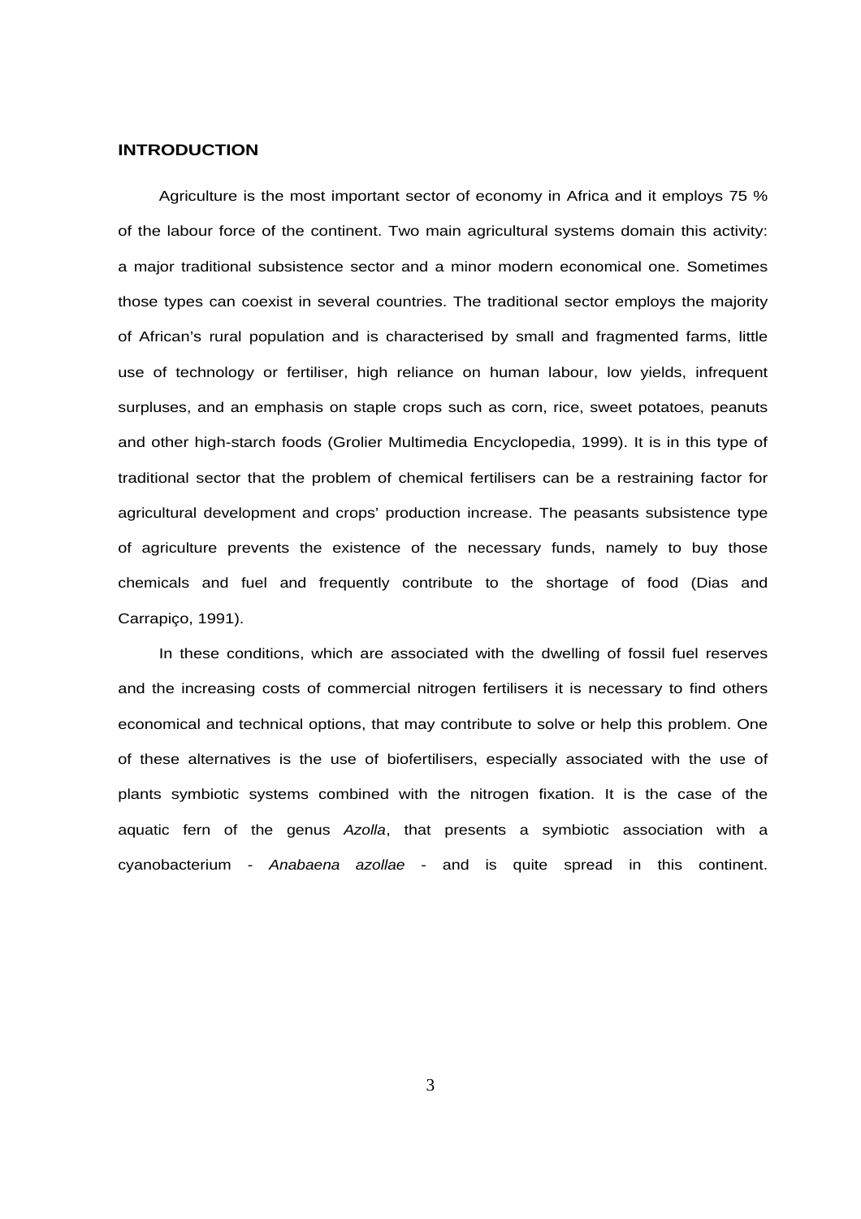# INTRODUCTION

Agriculture is the most important sector of economy in Africa and it employs 75 % of the labour force of the continent. Two main agricultural systems domain this activity: a major traditional subsistence sector and a minor modern economical one. Sometimes those types can coexist in several countries. The traditional sector employs the majority of African's rural population and is characterised by small and fragmented farms, little use of technology or fertiliser, high reliance on human labour, low yields, infrequent surpluses, and an emphasis on staple crops such as corn, rice, sweet potatoes, peanuts and other high-starch foods (Grolier Multimedia Encyclopedia, 1999). It is in this type of traditional sector that the problem of chemical fertilisers can be a restraining factor for agricultural development and crops' production increase. The peasants subsistence type of agriculture prevents the existence of the necessary funds, namely to buy those chemicals and fuel and frequently contribute to the shortage of food (Dias and Carrapiço, 1991).

In these conditions, which are associated with the dwelling of fossil fuel reserves and the increasing costs of commercial nitrogen fertilisers it is necessary to find others economical and technical options, that may contribute to solve or help this problem. One of these alternatives is the use of biofertilisers, especially associated with the use of plants symbiotic systems combined with the nitrogen fixation. It is the case of the aquatic fern of the genus *Azolla*, that presents a symbiotic association with a cyanobacterium - *Anabaena azollae* - and is quite spread in this continent.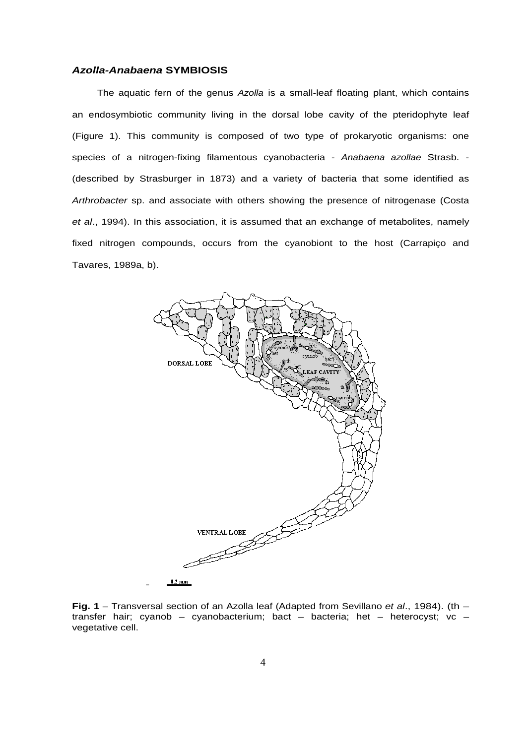### *Azolla-Anabaena* SYMBIOSIS

The aquatic fern of the genus *Azolla* is a small-leaf floating plant, which contains an endosymbiotic community living in the dorsal lobe cavity of the pteridophyte leaf (Figure 1). This community is composed of two type of prokaryotic organisms: one species of a nitrogen-fixing filamentous cyanobacteria - *Anabaena azollae* Strasb. - (described by Strasburger in 1873) and a variety of bacteria that some identified as *Arthrobacter* sp. and associate with others showing the presence of nitrogenase (Costa *et al*., 1994). In this association, it is assumed that an exchange of metabolites, namely fixed nitrogen compounds, occurs from the cyanobiont to the host (Carrapiço and Tavares, 1989a, b).

**Fig. 1** – Transversal section of an Azolla leaf (Adapted from Sevillano *et al*., 1984). (th – transfer hair; cyanob – cyanobacterium; bact – bacteria; het – heterocyst; vc – vegetative cell.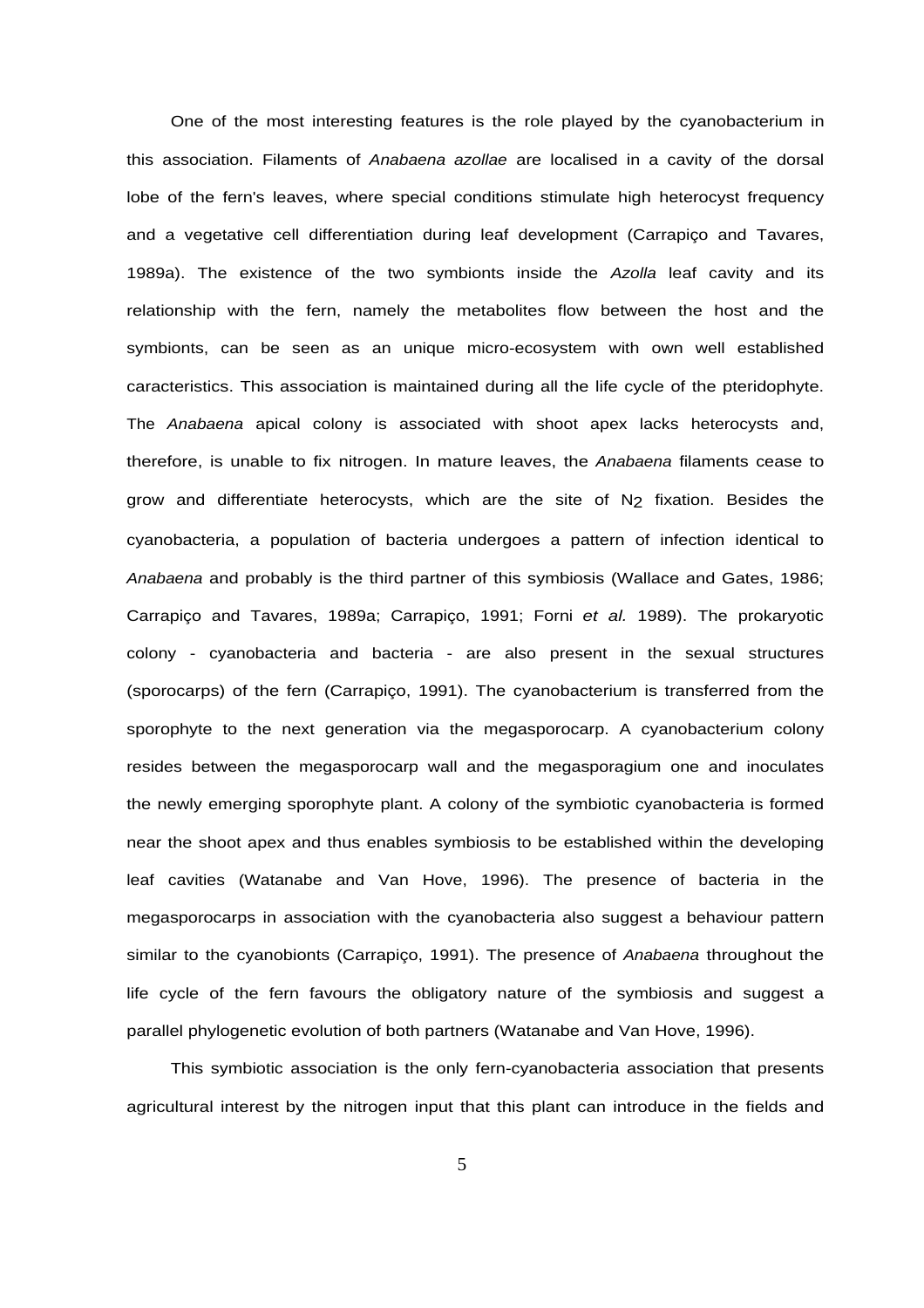One of the most interesting features is the role played by the cyanobacterium in this association. Filaments of *Anabaena azollae* are localised in a cavity of the dorsal lobe of the fern's leaves, where special conditions stimulate high heterocyst frequency and a vegetative cell differentiation during leaf development (Carrapiço and Tavares, 1989a). The existence of the two symbionts inside the *Azolla* leaf cavity and its relationship with the fern, namely the metabolites flow between the host and the symbionts, can be seen as an unique micro-ecosystem with own well established caracteristics. This association is maintained during all the life cycle of the pteridophyte. The *Anabaena* apical colony is associated with shoot apex lacks heterocysts and, therefore, is unable to fix nitrogen. In mature leaves, the *Anabaena* filaments cease to grow and differentiate heterocysts, which are the site of $N_2$ fixation. Besides the cyanobacteria, a population of bacteria undergoes a pattern of infection identical to *Anabaena* and probably is the third partner of this symbiosis (Wallace and Gates, 1986; Carrapiço and Tavares, 1989a; Carrapiço, 1991; Forni *et al.* 1989). The prokaryotic colony - cyanobacteria and bacteria - are also present in the sexual structures (sporocarps) of the fern (Carrapiço, 1991). The cyanobacterium is transferred from the sporophyte to the next generation via the megasporocarp. A cyanobacterium colony resides between the megasporocarp wall and the megasporagium one and inoculates the newly emerging sporophyte plant. A colony of the symbiotic cyanobacteria is formed near the shoot apex and thus enables symbiosis to be established within the developing leaf cavities (Watanabe and Van Hove, 1996). The presence of bacteria in the megasporocarps in association with the cyanobacteria also suggest a behaviour pattern similar to the cyanobionts (Carrapiço, 1991). The presence of *Anabaena* throughout the life cycle of the fern favours the obligatory nature of the symbiosis and suggest a parallel phylogenetic evolution of both partners (Watanabe and Van Hove, 1996).

This symbiotic association is the only fern-cyanobacteria association that presents agricultural interest by the nitrogen input that this plant can introduce in the fields and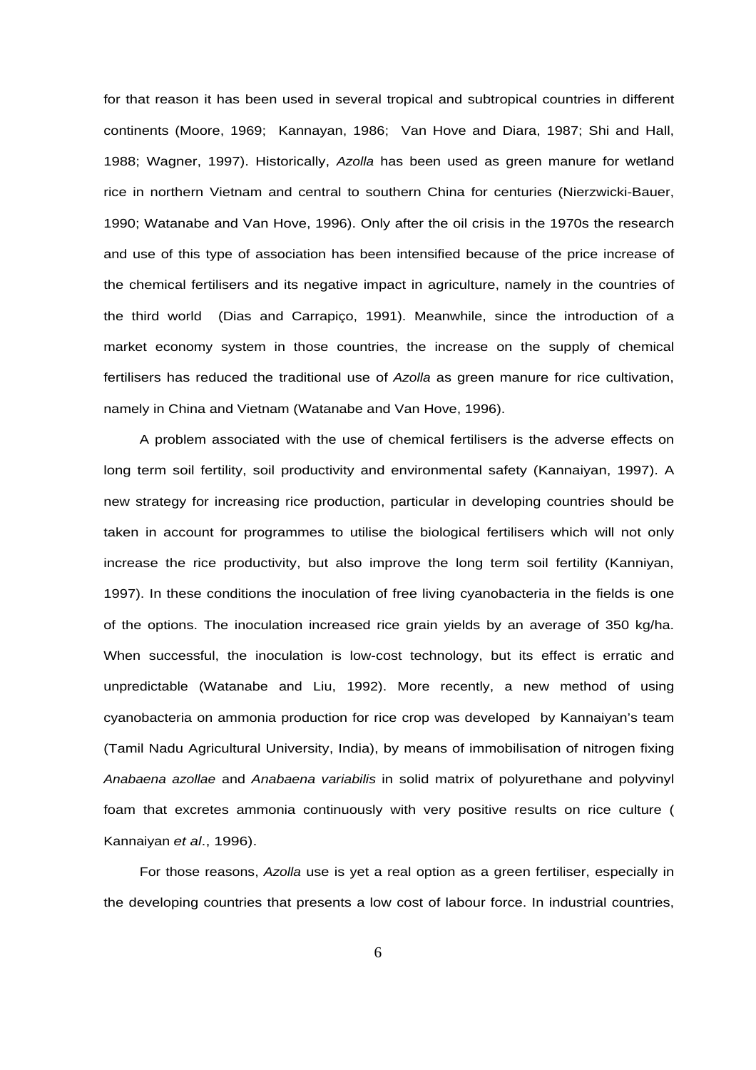for that reason it has been used in several tropical and subtropical countries in different continents (Moore, 1969; Kannayan, 1986; Van Hove and Diara, 1987; Shi and Hall, 1988; Wagner, 1997). Historically, *Azolla* has been used as green manure for wetland rice in northern Vietnam and central to southern China for centuries (Nierzwicki-Bauer, 1990; Watanabe and Van Hove, 1996). Only after the oil crisis in the 1970s the research and use of this type of association has been intensified because of the price increase of the chemical fertilisers and its negative impact in agriculture, namely in the countries of the third world (Dias and Carrapiço, 1991). Meanwhile, since the introduction of a market economy system in those countries, the increase on the supply of chemical fertilisers has reduced the traditional use of *Azolla* as green manure for rice cultivation, namely in China and Vietnam (Watanabe and Van Hove, 1996).

A problem associated with the use of chemical fertilisers is the adverse effects on long term soil fertility, soil productivity and environmental safety (Kannaiyan, 1997). A new strategy for increasing rice production, particular in developing countries should be taken in account for programmes to utilise the biological fertilisers which will not only increase the rice productivity, but also improve the long term soil fertility (Kanniyan, 1997). In these conditions the inoculation of free living cyanobacteria in the fields is one of the options. The inoculation increased rice grain yields by an average of 350 kg/ha. When successful, the inoculation is low-cost technology, but its effect is erratic and unpredictable (Watanabe and Liu, 1992). More recently, a new method of using cyanobacteria on ammonia production for rice crop was developed by Kannaiyan's team (Tamil Nadu Agricultural University, India), by means of immobilisation of nitrogen fixing *Anabaena azollae* and *Anabaena variabilis* in solid matrix of polyurethane and polyvinyl foam that excretes ammonia continuously with very positive results on rice culture ( Kannaiyan *et al*., 1996).

For those reasons, *Azolla* use is yet a real option as a green fertiliser, especially in the developing countries that presents a low cost of labour force. In industrial countries,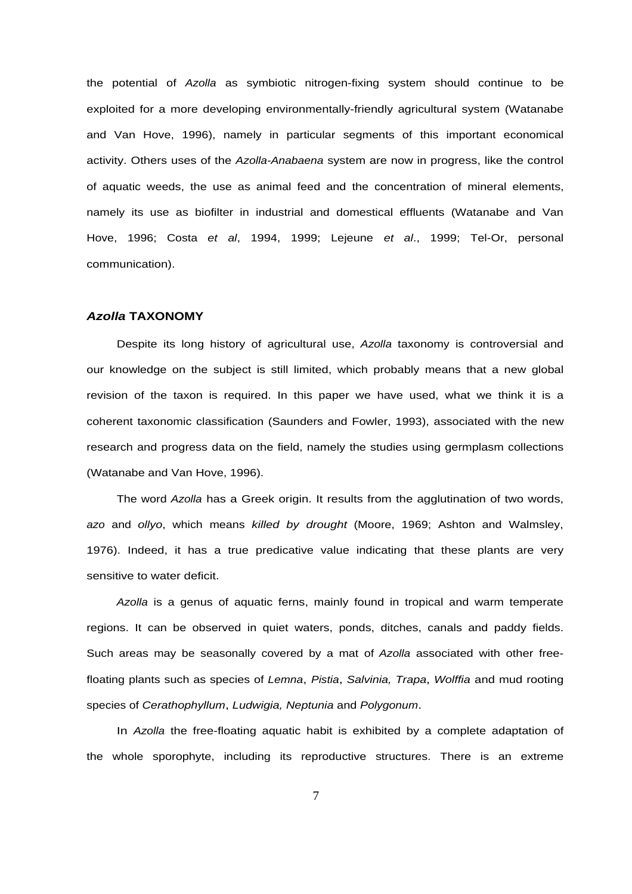the potential of *Azolla* as symbiotic nitrogen-fixing system should continue to be exploited for a more developing environmentally-friendly agricultural system (Watanabe and Van Hove, 1996), namely in particular segments of this important economical activity. Others uses of the *Azolla*-*Anabaena* system are now in progress, like the control of aquatic weeds, the use as animal feed and the concentration of mineral elements, namely its use as biofilter in industrial and domestical effluents (Watanabe and Van Hove, 1996; Costa *et al*, 1994, 1999; Lejeune *et al*., 1999; Tel-Or, personal communication).

## *Azolla* TAXONOMY

Despite its long history of agricultural use, *Azolla* taxonomy is controversial and our knowledge on the subject is still limited, which probably means that a new global revision of the taxon is required. In this paper we have used, what we think it is a coherent taxonomic classification (Saunders and Fowler, 1993), associated with the new research and progress data on the field, namely the studies using germplasm collections (Watanabe and Van Hove, 1996).

The word *Azolla* has a Greek origin. It results from the agglutination of two words, *azo* and *ollyo*, which means *killed by drought* (Moore, 1969; Ashton and Walmsley, 1976). Indeed, it has a true predicative value indicating that these plants are very sensitive to water deficit.

*Azolla* is a genus of aquatic ferns, mainly found in tropical and warm temperate regions. It can be observed in quiet waters, ponds, ditches, canals and paddy fields. Such areas may be seasonally covered by a mat of *Azolla* associated with other free-floating plants such as species of *Lemna*, *Pistia*, *Salvinia, Trapa*, *Wolffia* and mud rooting species of *Cerathophyllum*, *Ludwigia, Neptunia* and *Polygonum*.

In *Azolla* the free-floating aquatic habit is exhibited by a complete adaptation of the whole sporophyte, including its reproductive structures. There is an extreme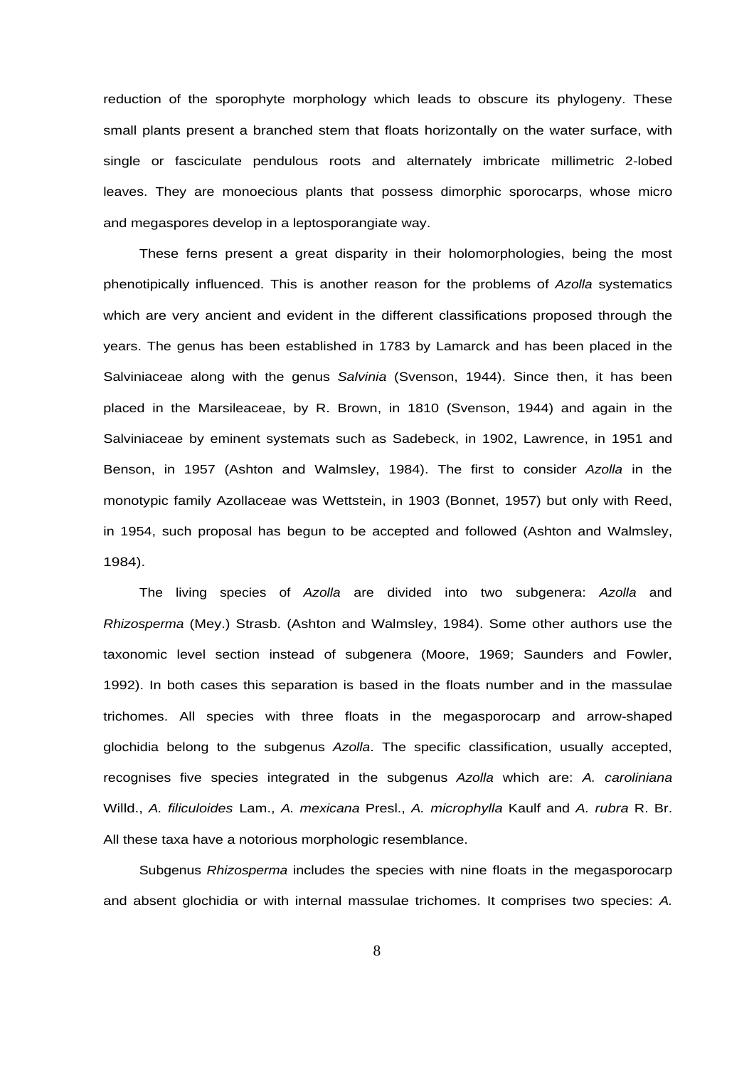reduction of the sporophyte morphology which leads to obscure its phylogeny. These small plants present a branched stem that floats horizontally on the water surface, with single or fasciculate pendulous roots and alternately imbricate millimetric 2-lobed leaves. They are monoecious plants that possess dimorphic sporocarps, whose micro and megaspores develop in a leptosporangiate way.

These ferns present a great disparity in their holomorphologies, being the most phenotipically influenced. This is another reason for the problems of *Azolla* systematics which are very ancient and evident in the different classifications proposed through the years. The genus has been established in 1783 by Lamarck and has been placed in the Salviniaceae along with the genus *Salvinia* (Svenson, 1944). Since then, it has been placed in the Marsileaceae, by R. Brown, in 1810 (Svenson, 1944) and again in the Salviniaceae by eminent systemats such as Sadebeck, in 1902, Lawrence, in 1951 and Benson, in 1957 (Ashton and Walmsley, 1984). The first to consider *Azolla* in the monotypic family Azollaceae was Wettstein, in 1903 (Bonnet, 1957) but only with Reed, in 1954, such proposal has begun to be accepted and followed (Ashton and Walmsley, 1984).

The living species of *Azolla* are divided into two subgenera: *Azolla* and *Rhizosperma* (Mey.) Strasb. (Ashton and Walmsley, 1984). Some other authors use the taxonomic level section instead of subgenera (Moore, 1969; Saunders and Fowler, 1992). In both cases this separation is based in the floats number and in the massulae trichomes. All species with three floats in the megasporocarp and arrow-shaped glochidia belong to the subgenus *Azolla*. The specific classification, usually accepted, recognises five species integrated in the subgenus *Azolla* which are: *A. caroliniana* Willd., *A. filiculoides* Lam., *A. mexicana* Presl., *A. microphylla* Kaulf and *A. rubra* R. Br. All these taxa have a notorious morphologic resemblance.

Subgenus *Rhizosperma* includes the species with nine floats in the megasporocarp and absent glochidia or with internal massulae trichomes. It comprises two species: *A.*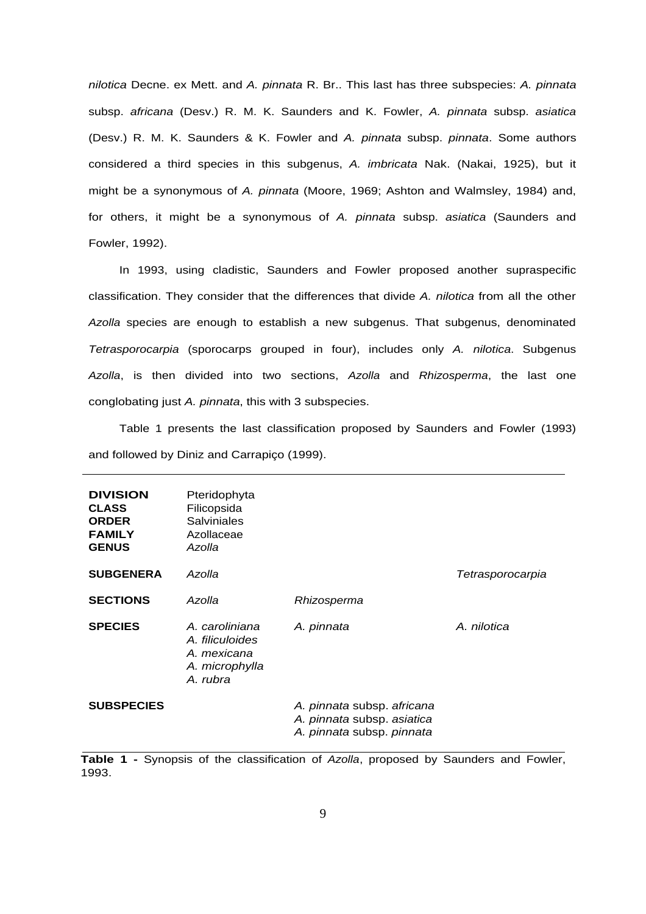*nilotica* Decne. ex Mett. and *A. pinnata* R. Br.. This last has three subspecies: *A. pinnata* subsp. *africana* (Desv.) R. M. K. Saunders and K. Fowler, *A. pinnata* subsp. *asiatica* (Desv.) R. M. K. Saunders & K. Fowler and *A. pinnata* subsp. *pinnata*. Some authors considered a third species in this subgenus, *A. imbricata* Nak. (Nakai, 1925), but it might be a synonymous of *A. pinnata* (Moore, 1969; Ashton and Walmsley, 1984) and, for others, it might be a synonymous of *A. pinnata* subsp. *asiatica* (Saunders and Fowler, 1992).

In 1993, using cladistic, Saunders and Fowler proposed another supraspecific classification. They consider that the differences that divide *A. nilotica* from all the other *Azolla* species are enough to establish a new subgenus. That subgenus, denominated *Tetrasporocarpia* (sporocarps grouped in four), includes only *A. nilotica*. Subgenus *Azolla*, is then divided into two sections, *Azolla* and *Rhizosperma*, the last one conglobating just *A. pinnata*, this with 3 subspecies.

Table 1 presents the last classification proposed by Saunders and Fowler (1993) and followed by Diniz and Carrapiço (1999).

| | | | |
|---|---|---|---|
| **DIVISION** | Pteridophyta | | |
| **CLASS** | Filicopsida | | |
| **ORDER** | Salviniales | | |
| **FAMILY** | Azollaceae | | |
| **GENUS** | *Azolla* | | |
| **SUBGENERA** | *Azolla* | | *Tetrasporocarpia* |
| **SECTIONS** | *Azolla* | *Rhizosperma* | |
| **SPECIES** | *A. caroliniana*<br>*A. filiculoides*<br>*A. mexicana*<br>*A. microphylla*<br>*A. rubra* | *A. pinnata* | *A. nilotica* |
| **SUBSPECIES** | | *A. pinnata* subsp. *africana*<br>*A. pinnata* subsp. *asiatica*<br>*A. pinnata* subsp. *pinnata* | |

**Table 1 -** Synopsis of the classification of *Azolla*, proposed by Saunders and Fowler, 1993.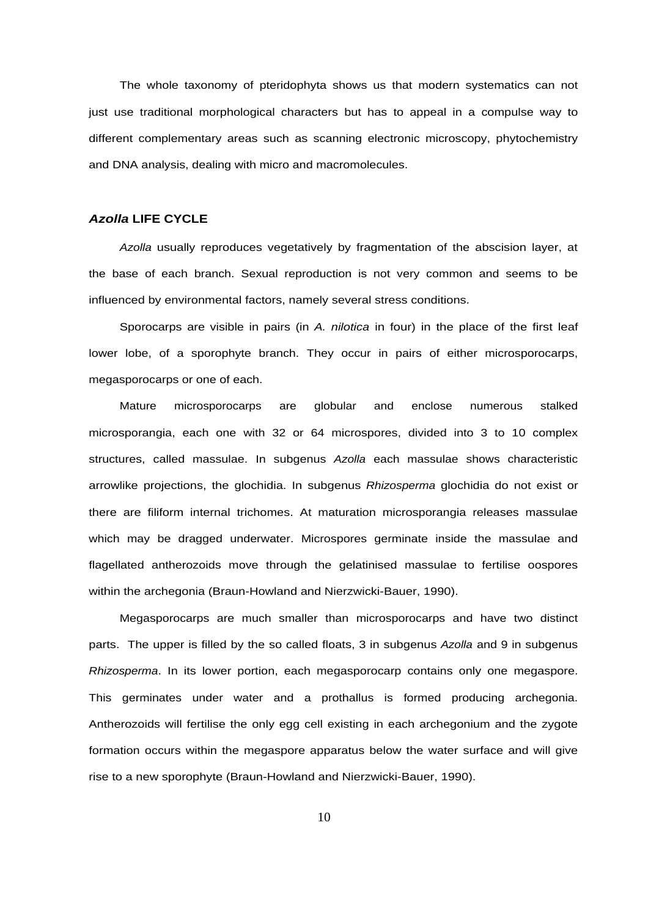The whole taxonomy of pteridophyta shows us that modern systematics can not just use traditional morphological characters but has to appeal in a compulse way to different complementary areas such as scanning electronic microscopy, phytochemistry and DNA analysis, dealing with micro and macromolecules.

## *Azolla* LIFE CYCLE

*Azolla* usually reproduces vegetatively by fragmentation of the abscision layer, at the base of each branch. Sexual reproduction is not very common and seems to be influenced by environmental factors, namely several stress conditions.

Sporocarps are visible in pairs (in *A. nilotica* in four) in the place of the first leaf lower lobe, of a sporophyte branch. They occur in pairs of either microsporocarps, megasporocarps or one of each.

Mature microsporocarps are globular and enclose numerous stalked microsporangia, each one with 32 or 64 microspores, divided into 3 to 10 complex structures, called massulae. In subgenus *Azolla* each massulae shows characteristic arrowlike projections, the glochidia. In subgenus *Rhizosperma* glochidia do not exist or there are filiform internal trichomes. At maturation microsporangia releases massulae which may be dragged underwater. Microspores germinate inside the massulae and flagellated antherozoids move through the gelatinised massulae to fertilise oospores within the archegonia (Braun-Howland and Nierzwicki-Bauer, 1990).

Megasporocarps are much smaller than microsporocarps and have two distinct parts. The upper is filled by the so called floats, 3 in subgenus *Azolla* and 9 in subgenus *Rhizosperma*. In its lower portion, each megasporocarp contains only one megaspore. This germinates under water and a prothallus is formed producing archegonia. Antherozoids will fertilise the only egg cell existing in each archegonium and the zygote formation occurs within the megaspore apparatus below the water surface and will give rise to a new sporophyte (Braun-Howland and Nierzwicki-Bauer, 1990).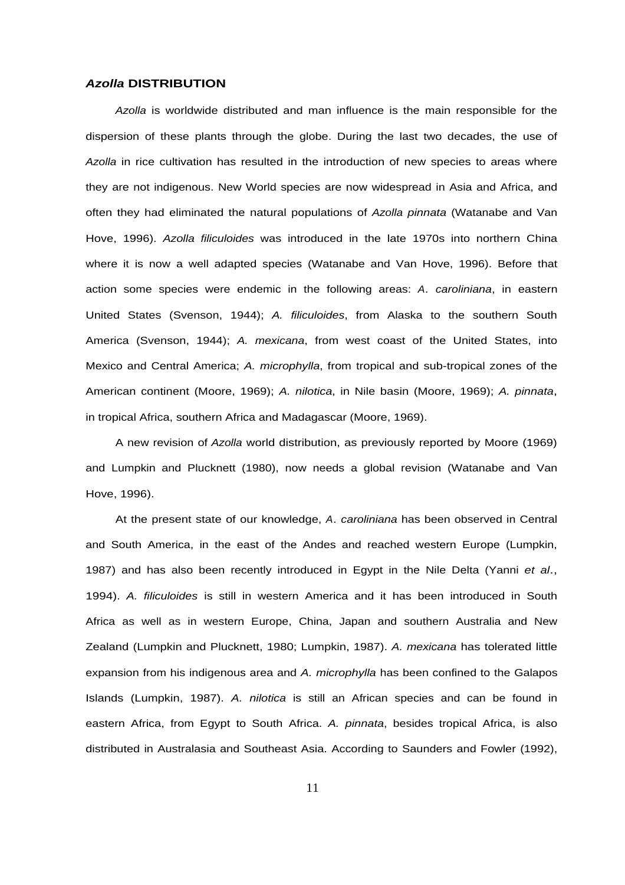### *Azolla* DISTRIBUTION

*Azolla* is worldwide distributed and man influence is the main responsible for the dispersion of these plants through the globe. During the last two decades, the use of *Azolla* in rice cultivation has resulted in the introduction of new species to areas where they are not indigenous. New World species are now widespread in Asia and Africa, and often they had eliminated the natural populations of *Azolla pinnata* (Watanabe and Van Hove, 1996). *Azolla filiculoides* was introduced in the late 1970s into northern China where it is now a well adapted species (Watanabe and Van Hove, 1996). Before that action some species were endemic in the following areas: *A*. *caroliniana*, in eastern United States (Svenson, 1944); *A. filiculoides*, from Alaska to the southern South America (Svenson, 1944); *A. mexicana*, from west coast of the United States, into Mexico and Central America; *A. microphylla*, from tropical and sub-tropical zones of the American continent (Moore, 1969); *A. nilotica*, in Nile basin (Moore, 1969); *A. pinnata*, in tropical Africa, southern Africa and Madagascar (Moore, 1969).

A new revision of *Azolla* world distribution, as previously reported by Moore (1969) and Lumpkin and Plucknett (1980), now needs a global revision (Watanabe and Van Hove, 1996).

At the present state of our knowledge, *A*. *caroliniana* has been observed in Central and South America, in the east of the Andes and reached western Europe (Lumpkin, 1987) and has also been recently introduced in Egypt in the Nile Delta (Yanni *et al*., 1994). *A. filiculoides* is still in western America and it has been introduced in South Africa as well as in western Europe, China, Japan and southern Australia and New Zealand (Lumpkin and Plucknett, 1980; Lumpkin, 1987). *A. mexicana* has tolerated little expansion from his indigenous area and *A. microphylla* has been confined to the Galapos Islands (Lumpkin, 1987). *A. nilotica* is still an African species and can be found in eastern Africa, from Egypt to South Africa. *A. pinnata*, besides tropical Africa, is also distributed in Australasia and Southeast Asia. According to Saunders and Fowler (1992),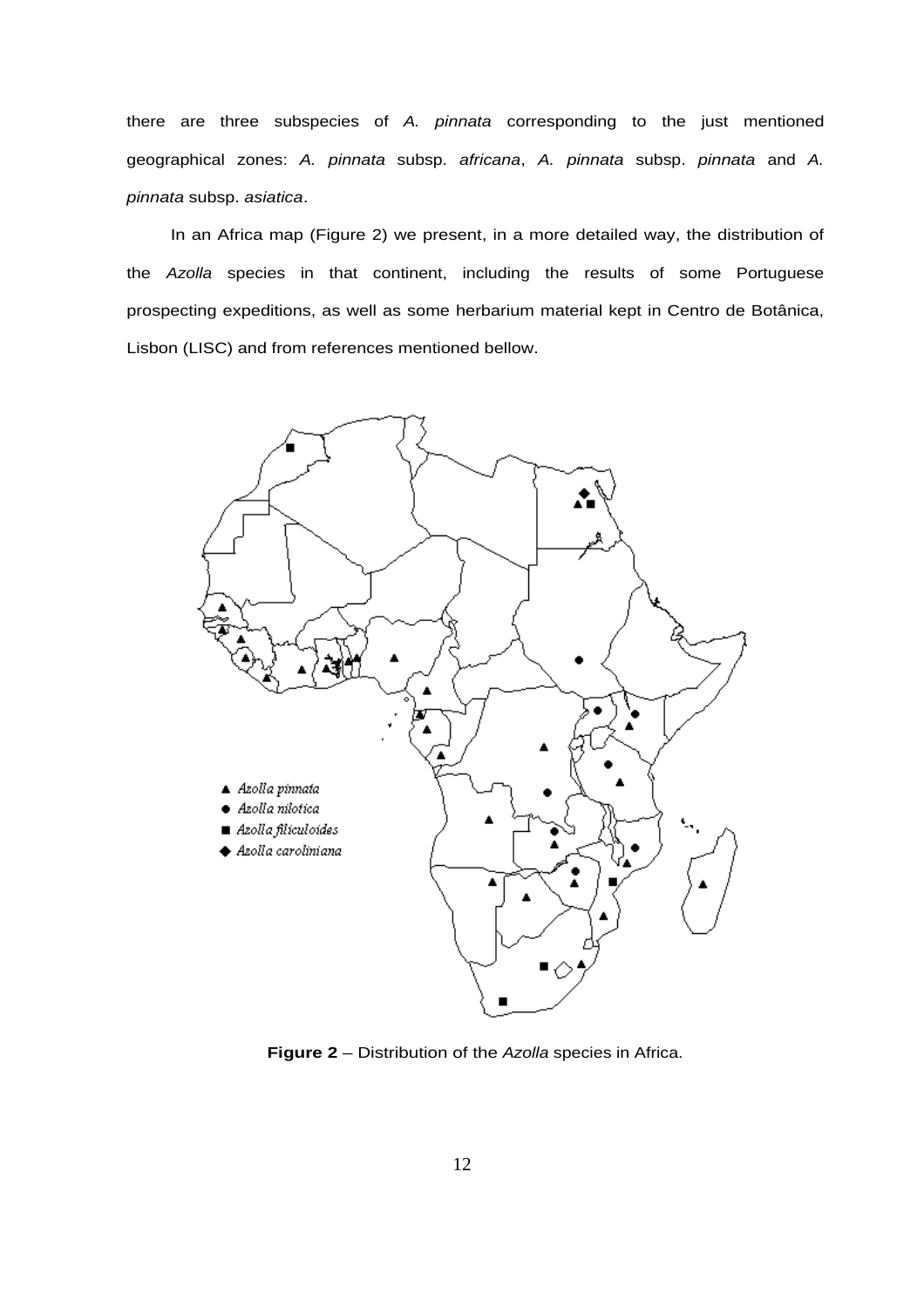there are three subspecies of *A. pinnata* corresponding to the just mentioned geographical zones: *A. pinnata* subsp. *africana*, *A. pinnata* subsp. *pinnata* and *A. pinnata* subsp. *asiatica*.

In an Africa map (Figure 2) we present, in a more detailed way, the distribution of the *Azolla* species in that continent, including the results of some Portuguese prospecting expeditions, as well as some herbarium material kept in Centro de Botânica, Lisbon (LISC) and from references mentioned bellow.

**Figure 2** – Distribution of the *Azolla* species in Africa.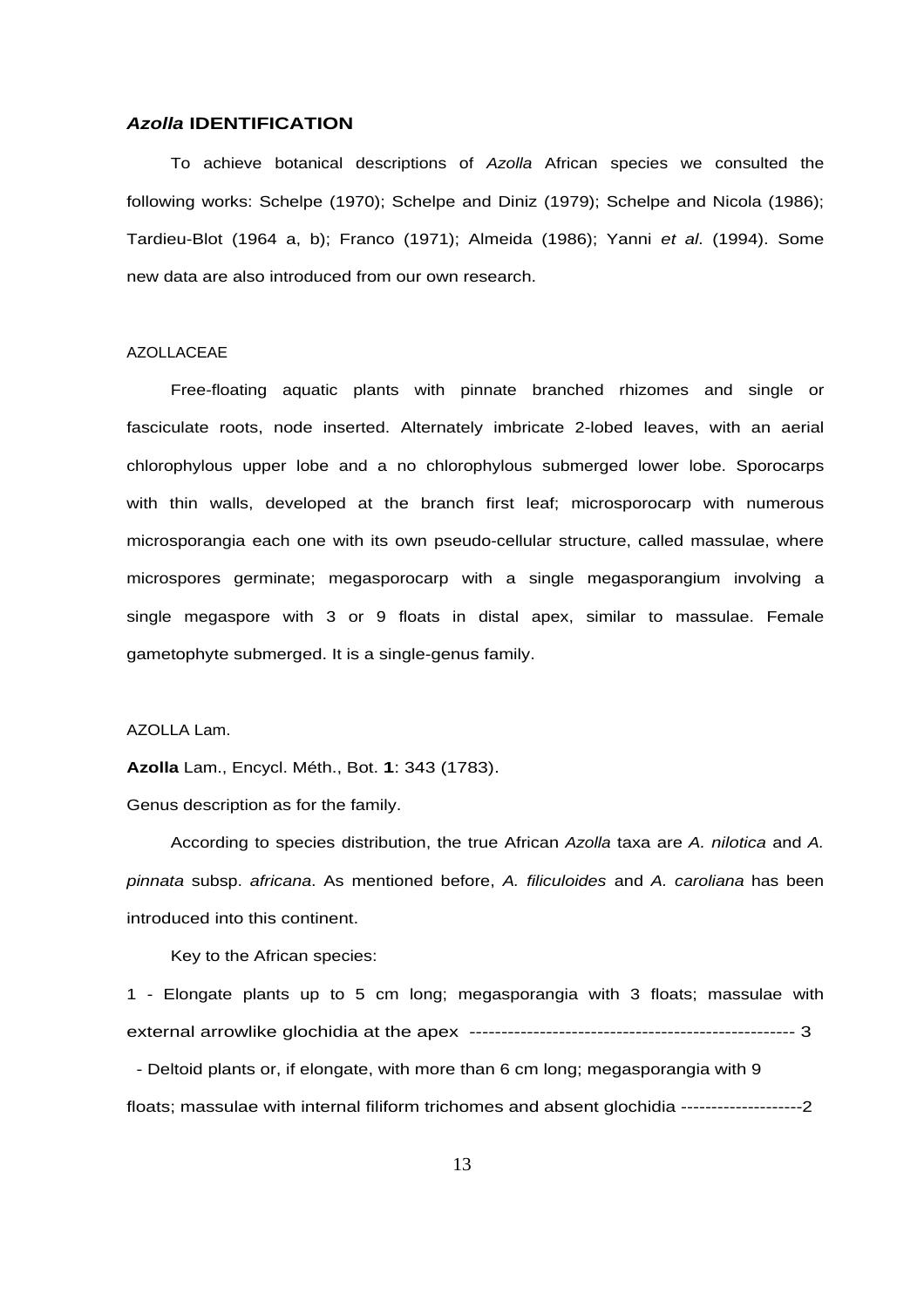## *Azolla* IDENTIFICATION

To achieve botanical descriptions of *Azolla* African species we consulted the following works: Schelpe (1970); Schelpe and Diniz (1979); Schelpe and Nicola (1986); Tardieu-Blot (1964 a, b); Franco (1971); Almeida (1986); Yanni *et al*. (1994). Some new data are also introduced from our own research.

### AZOLLACEAE

Free-floating aquatic plants with pinnate branched rhizomes and single or fasciculate roots, node inserted. Alternately imbricate 2-lobed leaves, with an aerial chlorophylous upper lobe and a no chlorophylous submerged lower lobe. Sporocarps with thin walls, developed at the branch first leaf; microsporocarp with numerous microsporangia each one with its own pseudo-cellular structure, called massulae, where microspores germinate; megasporocarp with a single megasporangium involving a single megaspore with 3 or 9 floats in distal apex, similar to massulae. Female gametophyte submerged. It is a single-genus family.

### AZOLLA Lam.

**Azolla** Lam., Encycl. Méth., Bot. **1**: 343 (1783).

Genus description as for the family.

According to species distribution, the true African *Azolla* taxa are *A. nilotica* and *A. pinnata* subsp. *africana*. As mentioned before, *A. filiculoides* and *A. caroliana* has been introduced into this continent.

Key to the African species:

1 - Elongate plants up to 5 cm long; megasporangia with 3 floats; massulae with external arrowlike glochidia at the apex --------------------------------------------------- 3

- Deltoid plants or, if elongate, with more than 6 cm long; megasporangia with 9 floats; massulae with internal filiform trichomes and absent glochidia --------------------2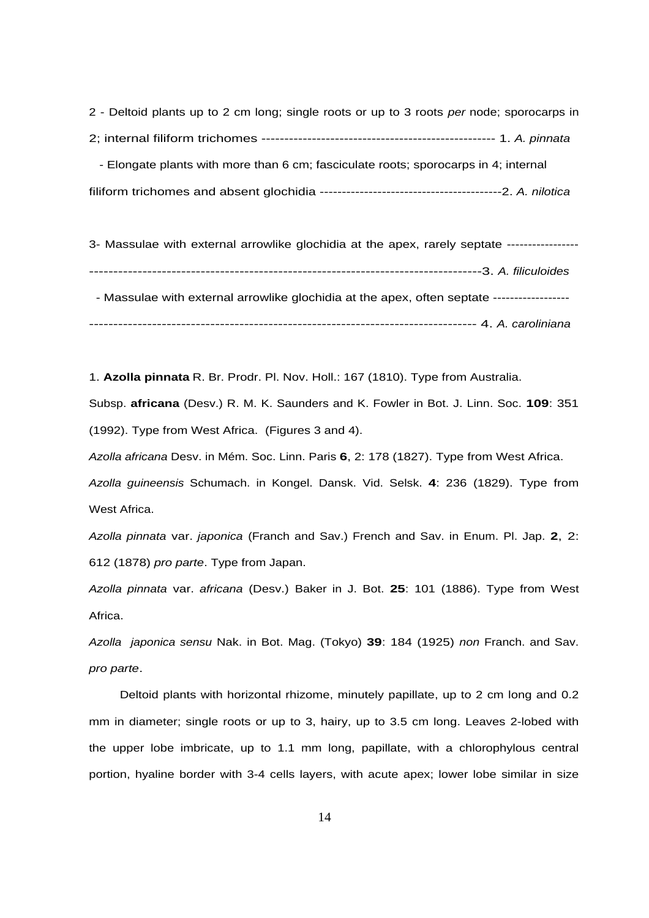2 - Deltoid plants up to 2 cm long; single roots or up to 3 roots *per* node; sporocarps in 2; internal filiform trichomes --------------------------------------------------- 1. *A. pinnata*

- Elongate plants with more than 6 cm; fasciculate roots; sporocarps in 4; internal filiform trichomes and absent glochidia ----------------------------------------2. *A. nilotica*

3- Massulae with external arrowlike glochidia at the apex, rarely septate ------------------------------------------------------------------------------------------------3. *A. filiculoides*

- Massulae with external arrowlike glochidia at the apex, often septate -------------------------------------------------------------------------------------------------- 4. *A. caroliniana*

1. **Azolla pinnata** R. Br. Prodr. Pl. Nov. Holl.: 167 (1810). Type from Australia.

Subsp. **africana** (Desv.) R. M. K. Saunders and K. Fowler in Bot. J. Linn. Soc. **109**: 351 (1992). Type from West Africa. (Figures 3 and 4).

*Azolla africana* Desv. in Mém. Soc. Linn. Paris **6**, 2: 178 (1827). Type from West Africa.

*Azolla guineensis* Schumach. in Kongel. Dansk. Vid. Selsk. **4**: 236 (1829). Type from West Africa.

*Azolla pinnata* var. *japonica* (Franch and Sav.) French and Sav. in Enum. Pl. Jap. **2**, 2: 612 (1878) *pro parte*. Type from Japan.

*Azolla pinnata* var. *africana* (Desv.) Baker in J. Bot. **25**: 101 (1886). Type from West Africa.

*Azolla japonica sensu* Nak. in Bot. Mag. (Tokyo) **39**: 184 (1925) *non* Franch. and Sav. *pro parte*.

Deltoid plants with horizontal rhizome, minutely papillate, up to 2 cm long and 0.2 mm in diameter; single roots or up to 3, hairy, up to 3.5 cm long. Leaves 2-lobed with the upper lobe imbricate, up to 1.1 mm long, papillate, with a chlorophylous central portion, hyaline border with 3-4 cells layers, with acute apex; lower lobe similar in size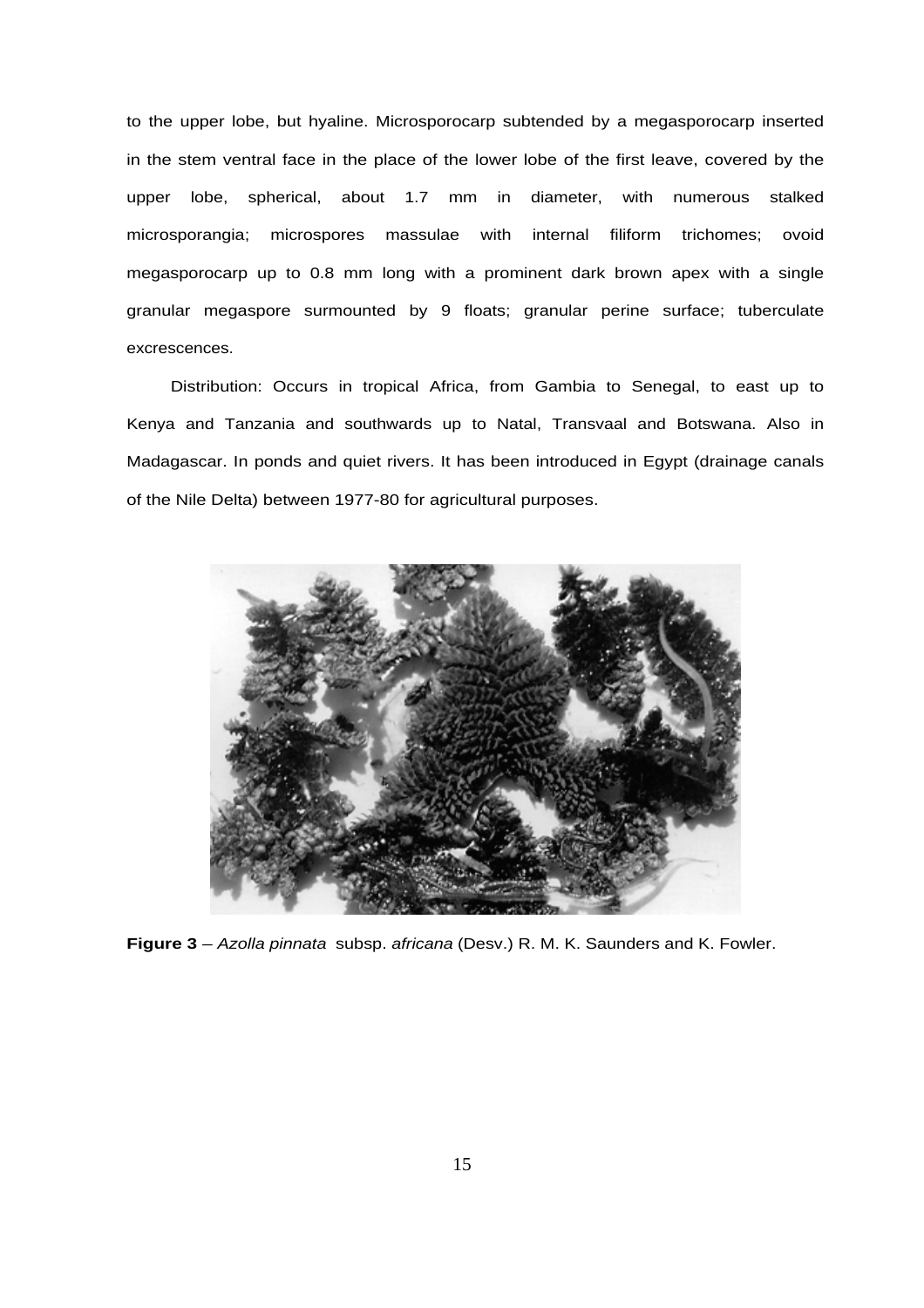to the upper lobe, but hyaline. Microsporocarp subtended by a megasporocarp inserted in the stem ventral face in the place of the lower lobe of the first leave, covered by the upper lobe, spherical, about 1.7 mm in diameter, with numerous stalked microsporangia; microspores massulae with internal filiform trichomes; ovoid megasporocarp up to 0.8 mm long with a prominent dark brown apex with a single granular megaspore surmounted by 9 floats; granular perine surface; tuberculate excrescences.

Distribution: Occurs in tropical Africa, from Gambia to Senegal, to east up to Kenya and Tanzania and southwards up to Natal, Transvaal and Botswana. Also in Madagascar. In ponds and quiet rivers. It has been introduced in Egypt (drainage canals of the Nile Delta) between 1977-80 for agricultural purposes.

**Figure 3** – *Azolla pinnata* subsp. *africana* (Desv.) R. M. K. Saunders and K. Fowler.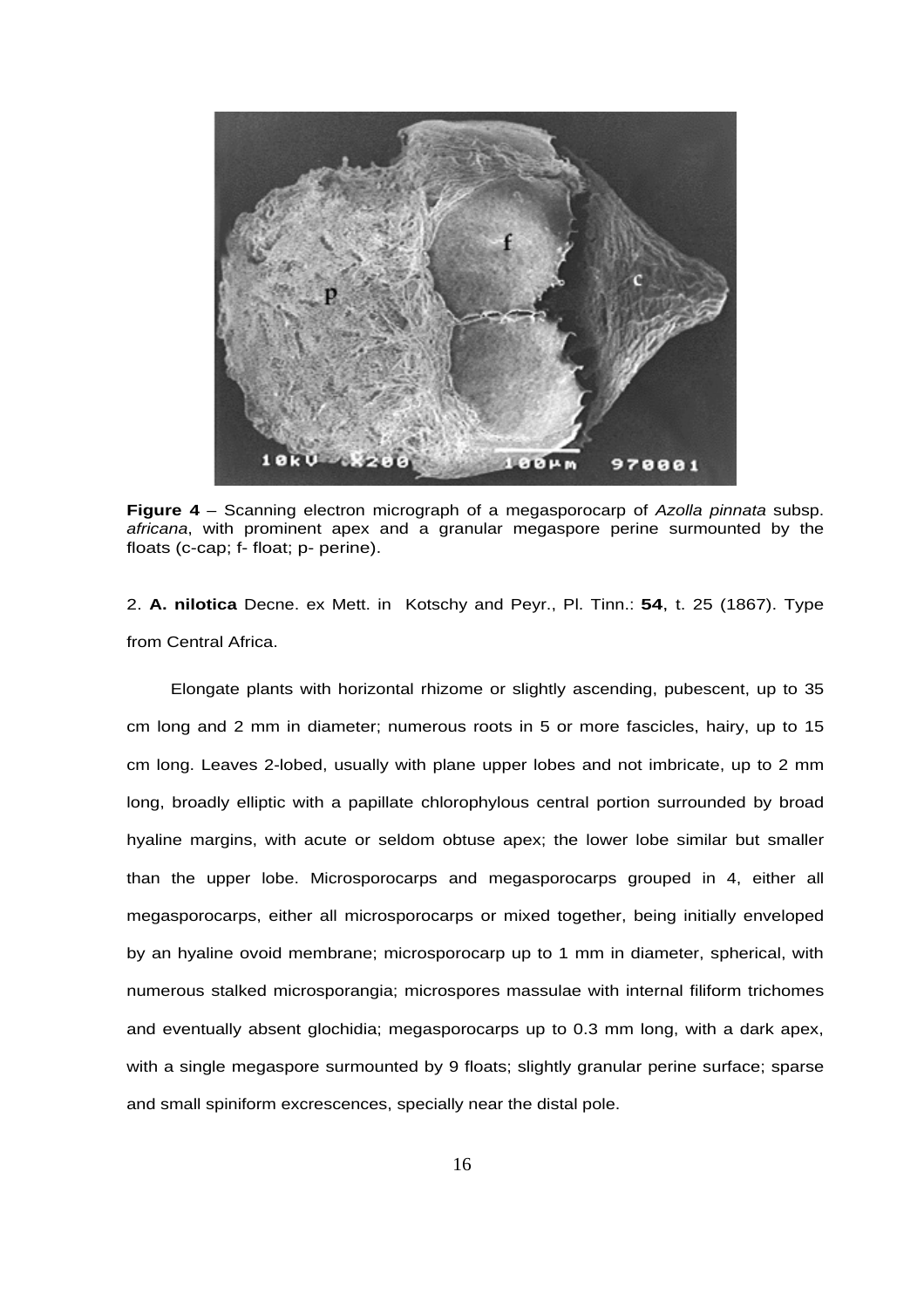**Figure 4** – Scanning electron micrograph of a megasporocarp of *Azolla pinnata* subsp. *africana*, with prominent apex and a granular megaspore perine surmounted by the floats (c-cap; f- float; p- perine).

2. **A. nilotica** Decne. ex Mett. in Kotschy and Peyr., Pl. Tinn.: **54**, t. 25 (1867). Type from Central Africa.

Elongate plants with horizontal rhizome or slightly ascending, pubescent, up to 35 cm long and 2 mm in diameter; numerous roots in 5 or more fascicles, hairy, up to 15 cm long. Leaves 2-lobed, usually with plane upper lobes and not imbricate, up to 2 mm long, broadly elliptic with a papillate chlorophylous central portion surrounded by broad hyaline margins, with acute or seldom obtuse apex; the lower lobe similar but smaller than the upper lobe. Microsporocarps and megasporocarps grouped in 4, either all megasporocarps, either all microsporocarps or mixed together, being initially enveloped by an hyaline ovoid membrane; microsporocarp up to 1 mm in diameter, spherical, with numerous stalked microsporangia; microspores massulae with internal filiform trichomes and eventually absent glochidia; megasporocarps up to 0.3 mm long, with a dark apex, with a single megaspore surmounted by 9 floats; slightly granular perine surface; sparse and small spiniform excrescences, specially near the distal pole.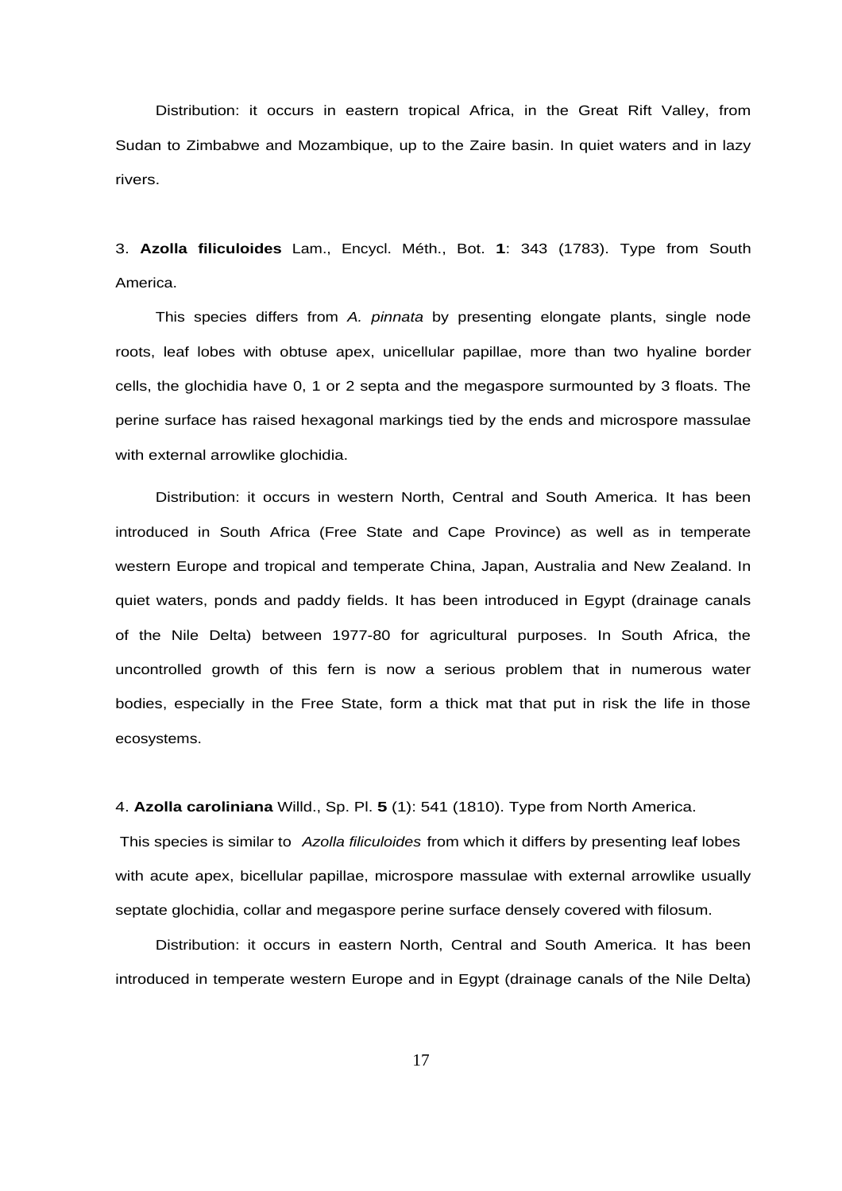Distribution: it occurs in eastern tropical Africa, in the Great Rift Valley, from Sudan to Zimbabwe and Mozambique, up to the Zaire basin. In quiet waters and in lazy rivers.

3. **Azolla filiculoides** Lam., Encycl. Méth., Bot. **1**: 343 (1783). Type from South America.

This species differs from *A. pinnata* by presenting elongate plants, single node roots, leaf lobes with obtuse apex, unicellular papillae, more than two hyaline border cells, the glochidia have 0, 1 or 2 septa and the megaspore surmounted by 3 floats. The perine surface has raised hexagonal markings tied by the ends and microspore massulae with external arrowlike glochidia.

Distribution: it occurs in western North, Central and South America. It has been introduced in South Africa (Free State and Cape Province) as well as in temperate western Europe and tropical and temperate China, Japan, Australia and New Zealand. In quiet waters, ponds and paddy fields. It has been introduced in Egypt (drainage canals of the Nile Delta) between 1977-80 for agricultural purposes. In South Africa, the uncontrolled growth of this fern is now a serious problem that in numerous water bodies, especially in the Free State, form a thick mat that put in risk the life in those ecosystems.

4. **Azolla caroliniana** Willd., Sp. Pl. **5** (1): 541 (1810). Type from North America.

This species is similar to *Azolla filiculoides* from which it differs by presenting leaf lobes with acute apex, bicellular papillae, microspore massulae with external arrowlike usually septate glochidia, collar and megaspore perine surface densely covered with filosum.

Distribution: it occurs in eastern North, Central and South America. It has been introduced in temperate western Europe and in Egypt (drainage canals of the Nile Delta)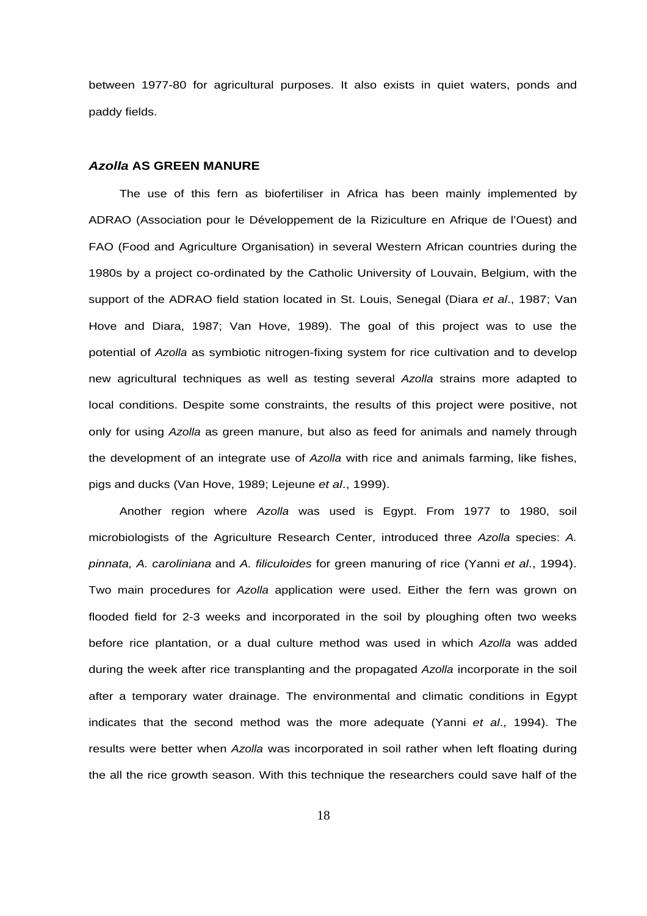between 1977-80 for agricultural purposes. It also exists in quiet waters, ponds and paddy fields.

## *Azolla* AS GREEN MANURE

The use of this fern as biofertiliser in Africa has been mainly implemented by ADRAO (Association pour le Développement de la Riziculture en Afrique de l'Ouest) and FAO (Food and Agriculture Organisation) in several Western African countries during the 1980s by a project co-ordinated by the Catholic University of Louvain, Belgium, with the support of the ADRAO field station located in St. Louis, Senegal (Diara *et al*., 1987; Van Hove and Diara, 1987; Van Hove, 1989). The goal of this project was to use the potential of *Azolla* as symbiotic nitrogen-fixing system for rice cultivation and to develop new agricultural techniques as well as testing several *Azolla* strains more adapted to local conditions. Despite some constraints, the results of this project were positive, not only for using *Azolla* as green manure, but also as feed for animals and namely through the development of an integrate use of *Azolla* with rice and animals farming, like fishes, pigs and ducks (Van Hove, 1989; Lejeune *et al*., 1999).

Another region where *Azolla* was used is Egypt. From 1977 to 1980, soil microbiologists of the Agriculture Research Center, introduced three *Azolla* species: *A. pinnata, A. caroliniana* and *A. filiculoides* for green manuring of rice (Yanni *et al*., 1994). Two main procedures for *Azolla* application were used. Either the fern was grown on flooded field for 2-3 weeks and incorporated in the soil by ploughing often two weeks before rice plantation, or a dual culture method was used in which *Azolla* was added during the week after rice transplanting and the propagated *Azolla* incorporate in the soil after a temporary water drainage. The environmental and climatic conditions in Egypt indicates that the second method was the more adequate (Yanni *et al*., 1994). The results were better when *Azolla* was incorporated in soil rather when left floating during the all the rice growth season. With this technique the researchers could save half of the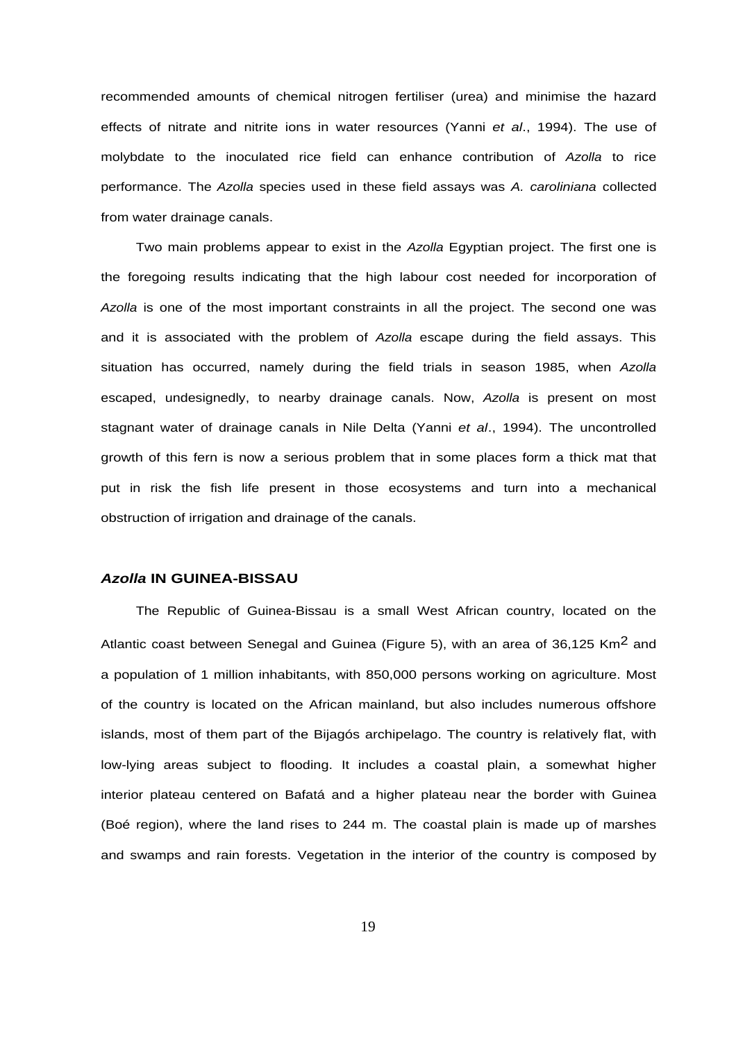recommended amounts of chemical nitrogen fertiliser (urea) and minimise the hazard effects of nitrate and nitrite ions in water resources (Yanni *et al*., 1994). The use of molybdate to the inoculated rice field can enhance contribution of *Azolla* to rice performance. The *Azolla* species used in these field assays was *A. caroliniana* collected from water drainage canals.

Two main problems appear to exist in the *Azolla* Egyptian project. The first one is the foregoing results indicating that the high labour cost needed for incorporation of *Azolla* is one of the most important constraints in all the project. The second one was and it is associated with the problem of *Azolla* escape during the field assays. This situation has occurred, namely during the field trials in season 1985, when *Azolla* escaped, undesignedly, to nearby drainage canals. Now, *Azolla* is present on most stagnant water of drainage canals in Nile Delta (Yanni *et al*., 1994). The uncontrolled growth of this fern is now a serious problem that in some places form a thick mat that put in risk the fish life present in those ecosystems and turn into a mechanical obstruction of irrigation and drainage of the canals.

## *Azolla* IN GUINEA-BISSAU

The Republic of Guinea-Bissau is a small West African country, located on the Atlantic coast between Senegal and Guinea (Figure 5), with an area of 36,125 $Km^2$ and a population of 1 million inhabitants, with 850,000 persons working on agriculture. Most of the country is located on the African mainland, but also includes numerous offshore islands, most of them part of the Bijagós archipelago. The country is relatively flat, with low-lying areas subject to flooding. It includes a coastal plain, a somewhat higher interior plateau centered on Bafatá and a higher plateau near the border with Guinea (Boé region), where the land rises to 244 m. The coastal plain is made up of marshes and swamps and rain forests. Vegetation in the interior of the country is composed by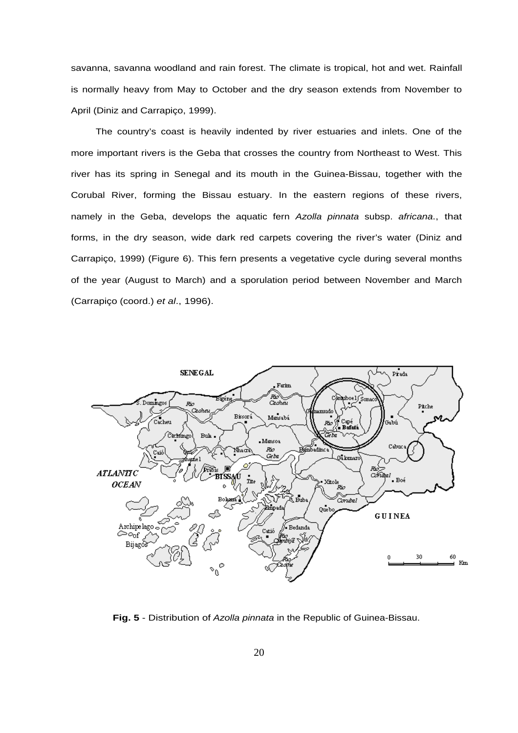savanna, savanna woodland and rain forest. The climate is tropical, hot and wet. Rainfall is normally heavy from May to October and the dry season extends from November to April (Diniz and Carrapiço, 1999).

The country's coast is heavily indented by river estuaries and inlets. One of the more important rivers is the Geba that crosses the country from Northeast to West. This river has its spring in Senegal and its mouth in the Guinea-Bissau, together with the Corubal River, forming the Bissau estuary. In the eastern regions of these rivers, namely in the Geba, develops the aquatic fern *Azolla pinnata* subsp. *africana*., that forms, in the dry season, wide dark red carpets covering the river's water (Diniz and Carrapiço, 1999) (Figure 6). This fern presents a vegetative cycle during several months of the year (August to March) and a sporulation period between November and March (Carrapiço (coord.) *et al*., 1996).

**Fig. 5** - Distribution of *Azolla pinnata* in the Republic of Guinea-Bissau.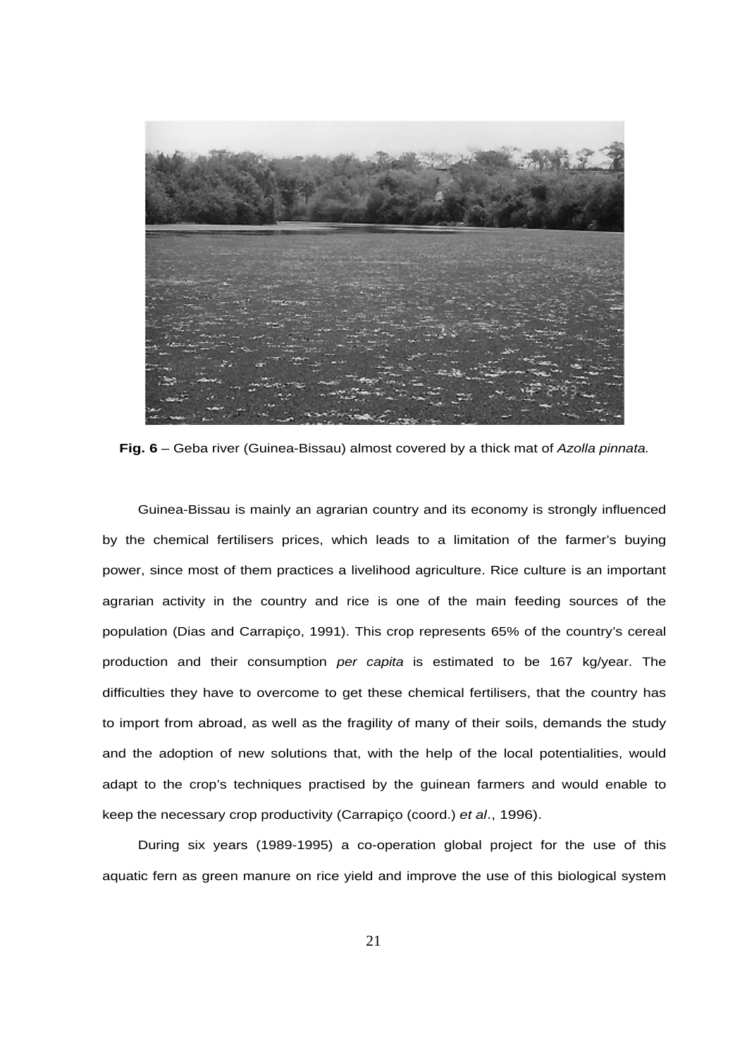**Fig. 6** – Geba river (Guinea-Bissau) almost covered by a thick mat of *Azolla pinnata.*

Guinea-Bissau is mainly an agrarian country and its economy is strongly influenced by the chemical fertilisers prices, which leads to a limitation of the farmer's buying power, since most of them practices a livelihood agriculture. Rice culture is an important agrarian activity in the country and rice is one of the main feeding sources of the population (Dias and Carrapiço, 1991). This crop represents 65% of the country's cereal production and their consumption *per capita* is estimated to be 167 kg/year. The difficulties they have to overcome to get these chemical fertilisers, that the country has to import from abroad, as well as the fragility of many of their soils, demands the study and the adoption of new solutions that, with the help of the local potentialities, would adapt to the crop's techniques practised by the guinean farmers and would enable to keep the necessary crop productivity (Carrapiço (coord.) *et al*., 1996).

During six years (1989-1995) a co-operation global project for the use of this aquatic fern as green manure on rice yield and improve the use of this biological system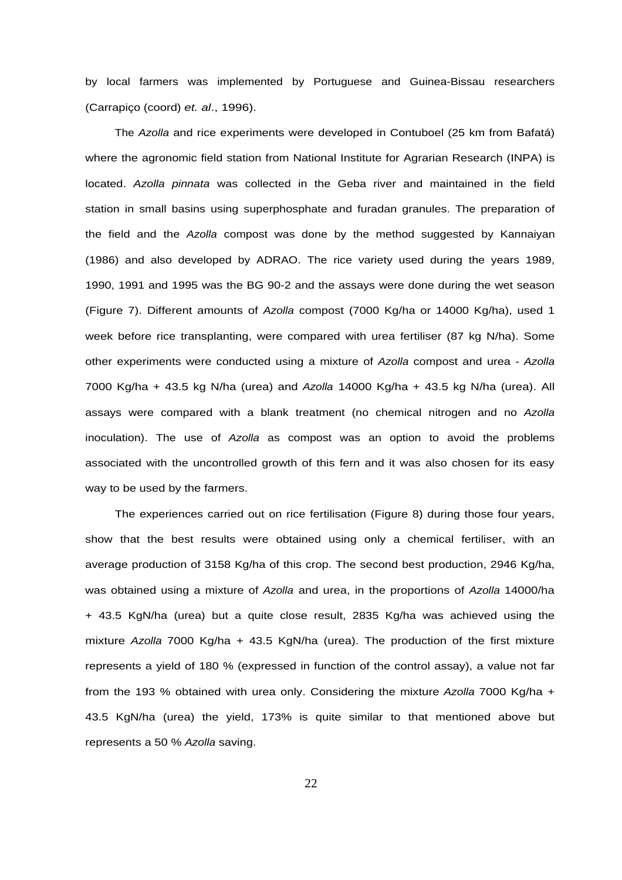by local farmers was implemented by Portuguese and Guinea-Bissau researchers (Carrapiço (coord) *et. al*., 1996).

The *Azolla* and rice experiments were developed in Contuboel (25 km from Bafatá) where the agronomic field station from National Institute for Agrarian Research (INPA) is located. *Azolla pinnata* was collected in the Geba river and maintained in the field station in small basins using superphosphate and furadan granules. The preparation of the field and the *Azolla* compost was done by the method suggested by Kannaiyan (1986) and also developed by ADRAO. The rice variety used during the years 1989, 1990, 1991 and 1995 was the BG 90-2 and the assays were done during the wet season (Figure 7). Different amounts of *Azolla* compost (7000 Kg/ha or 14000 Kg/ha), used 1 week before rice transplanting, were compared with urea fertiliser (87 kg N/ha). Some other experiments were conducted using a mixture of *Azolla* compost and urea - *Azolla* 7000 Kg/ha + 43.5 kg N/ha (urea) and *Azolla* 14000 Kg/ha + 43.5 kg N/ha (urea). All assays were compared with a blank treatment (no chemical nitrogen and no *Azolla* inoculation). The use of *Azolla* as compost was an option to avoid the problems associated with the uncontrolled growth of this fern and it was also chosen for its easy way to be used by the farmers.

The experiences carried out on rice fertilisation (Figure 8) during those four years, show that the best results were obtained using only a chemical fertiliser, with an average production of 3158 Kg/ha of this crop. The second best production, 2946 Kg/ha, was obtained using a mixture of *Azolla* and urea, in the proportions of *Azolla* 14000/ha + 43.5 KgN/ha (urea) but a quite close result, 2835 Kg/ha was achieved using the mixture *Azolla* 7000 Kg/ha + 43.5 KgN/ha (urea). The production of the first mixture represents a yield of 180 % (expressed in function of the control assay), a value not far from the 193 % obtained with urea only. Considering the mixture *Azolla* 7000 Kg/ha + 43.5 KgN/ha (urea) the yield, 173% is quite similar to that mentioned above but represents a 50 % *Azolla* saving.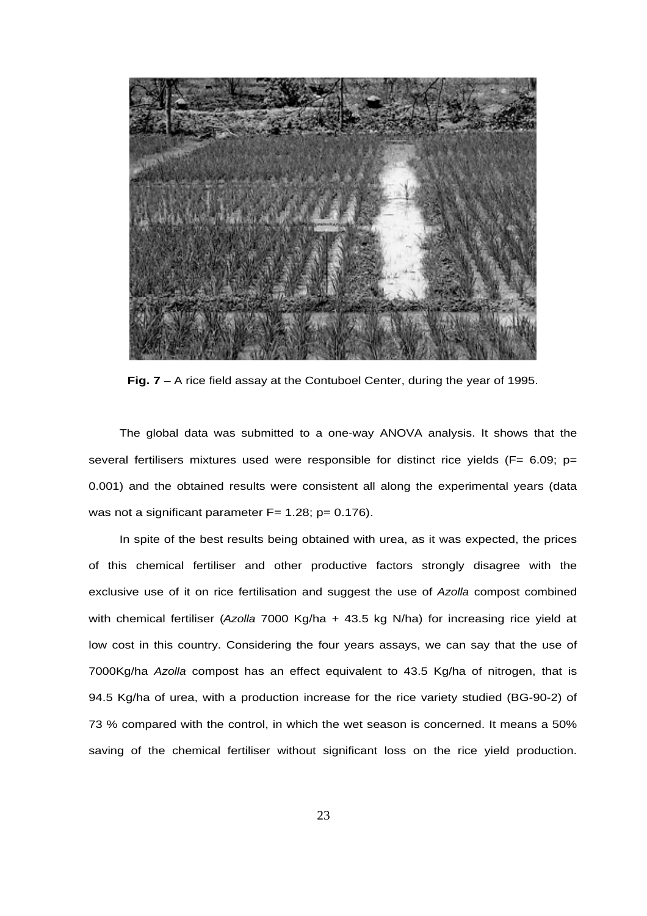**Fig. 7** – A rice field assay at the Contuboel Center, during the year of 1995.

The global data was submitted to a one-way ANOVA analysis. It shows that the several fertilisers mixtures used were responsible for distinct rice yields ($F = 6.09$; $p = 0.001$) and the obtained results were consistent all along the experimental years (data was not a significant parameter $F = 1.28$; $p = 0.176$).

In spite of the best results being obtained with urea, as it was expected, the prices of this chemical fertiliser and other productive factors strongly disagree with the exclusive use of it on rice fertilisation and suggest the use of *Azolla* compost combined with chemical fertiliser (*Azolla* 7000 Kg/ha + 43.5 kg N/ha) for increasing rice yield at low cost in this country. Considering the four years assays, we can say that the use of 7000Kg/ha *Azolla* compost has an effect equivalent to 43.5 Kg/ha of nitrogen, that is 94.5 Kg/ha of urea, with a production increase for the rice variety studied (BG-90-2) of 73 % compared with the control, in which the wet season is concerned. It means a 50% saving of the chemical fertiliser without significant loss on the rice yield production.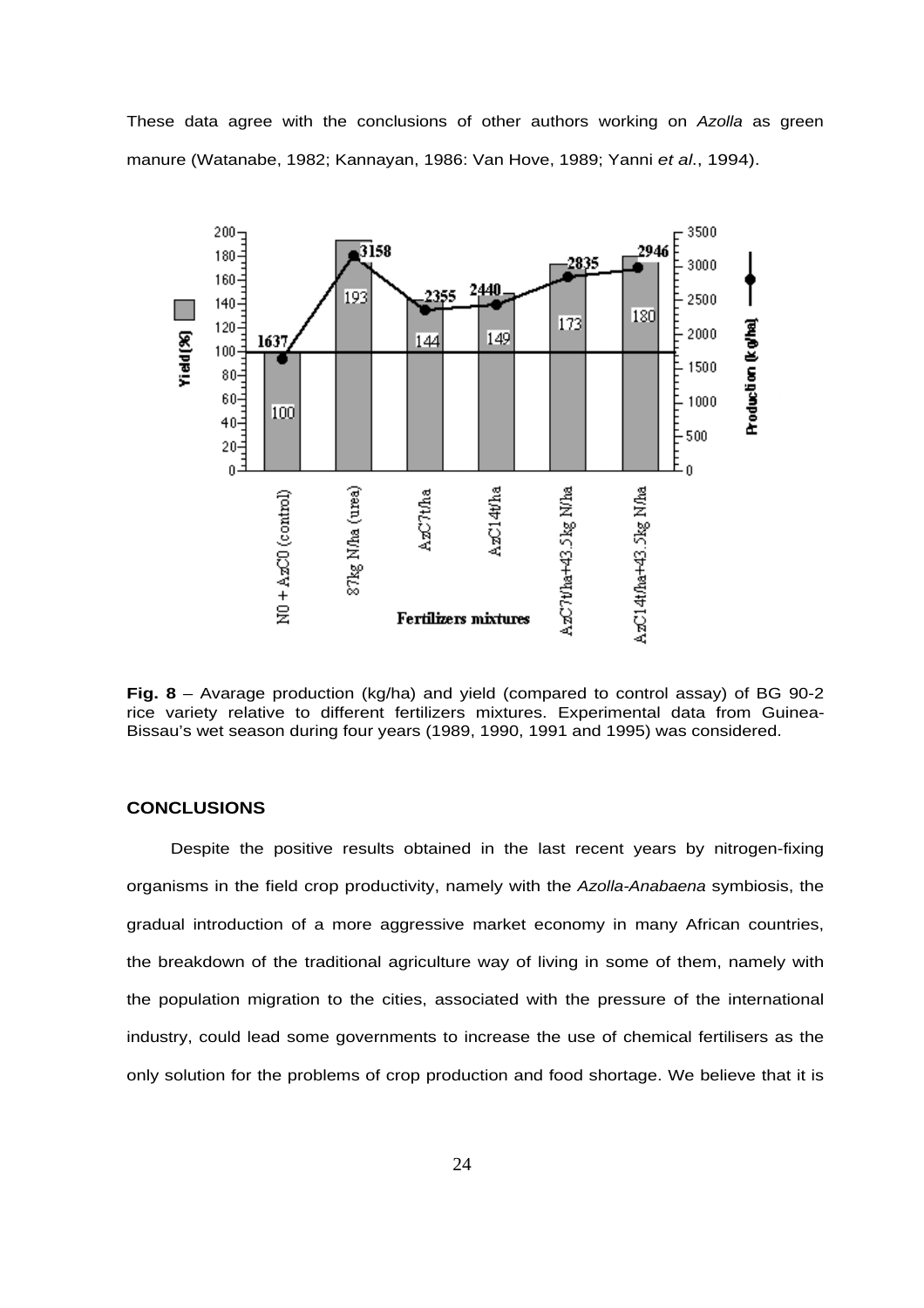These data agree with the conclusions of other authors working on *Azolla* as green manure (Watanabe, 1982; Kannayan, 1986: Van Hove, 1989; Yanni *et al*., 1994).

**Fig. 8** – Avarage production (kg/ha) and yield (compared to control assay) of BG 90-2 rice variety relative to different fertilizers mixtures. Experimental data from Guinea-Bissau's wet season during four years (1989, 1990, 1991 and 1995) was considered.

## CONCLUSIONS

Despite the positive results obtained in the last recent years by nitrogen-fixing organisms in the field crop productivity, namely with the *Azolla-Anabaena* symbiosis, the gradual introduction of a more aggressive market economy in many African countries, the breakdown of the traditional agriculture way of living in some of them, namely with the population migration to the cities, associated with the pressure of the international industry, could lead some governments to increase the use of chemical fertilisers as the only solution for the problems of crop production and food shortage. We believe that it is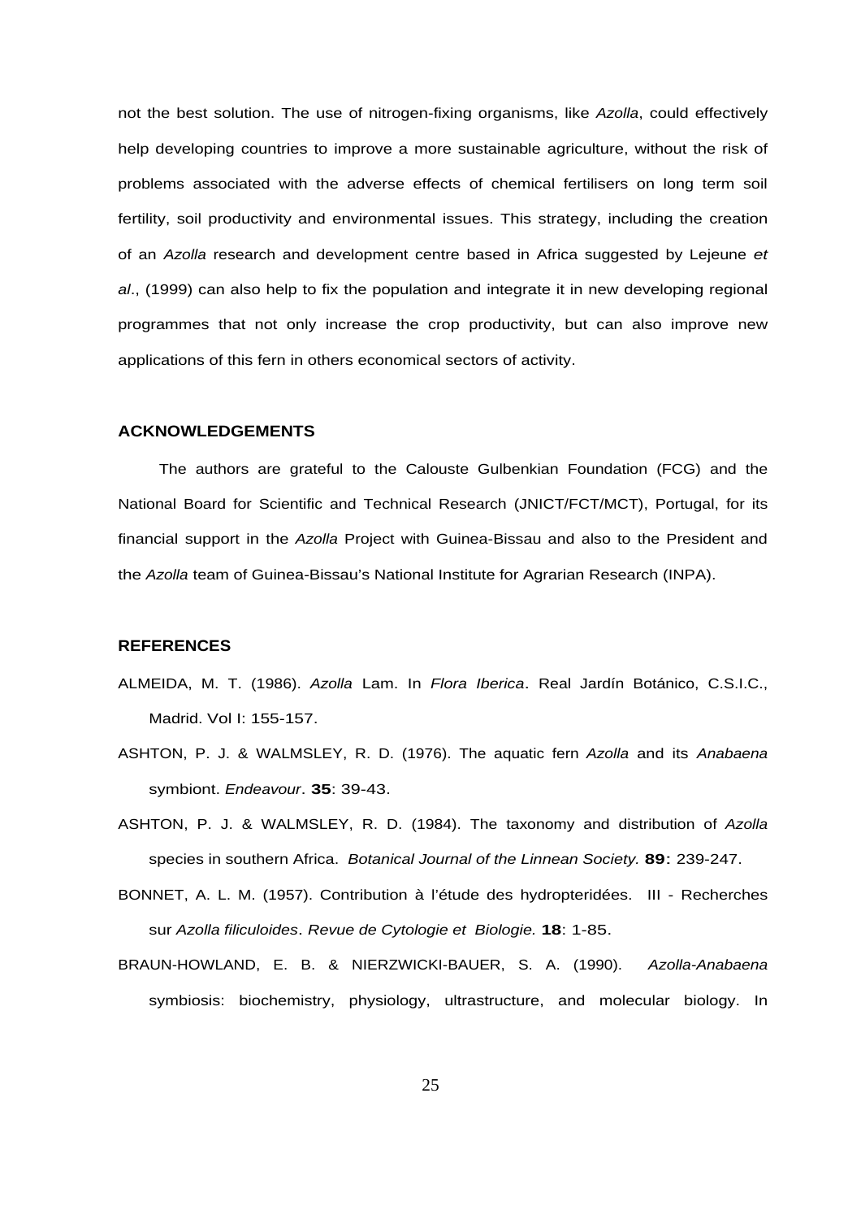not the best solution. The use of nitrogen-fixing organisms, like *Azolla*, could effectively help developing countries to improve a more sustainable agriculture, without the risk of problems associated with the adverse effects of chemical fertilisers on long term soil fertility, soil productivity and environmental issues. This strategy, including the creation of an *Azolla* research and development centre based in Africa suggested by Lejeune *et al*., (1999) can also help to fix the population and integrate it in new developing regional programmes that not only increase the crop productivity, but can also improve new applications of this fern in others economical sectors of activity.

## ACKNOWLEDGEMENTS

The authors are grateful to the Calouste Gulbenkian Foundation (FCG) and the National Board for Scientific and Technical Research (JNICT/FCT/MCT), Portugal, for its financial support in the *Azolla* Project with Guinea-Bissau and also to the President and the *Azolla* team of Guinea-Bissau's National Institute for Agrarian Research (INPA).

## REFERENCES

ALMEIDA, M. T. (1986). *Azolla* Lam. In *Flora Iberica*. Real Jardín Botánico, C.S.I.C., Madrid. Vol I: 155-157.

ASHTON, P. J. & WALMSLEY, R. D. (1976). The aquatic fern *Azolla* and its *Anabaena* symbiont. *Endeavour*. **35**: 39-43.

ASHTON, P. J. & WALMSLEY, R. D. (1984). The taxonomy and distribution of *Azolla* species in southern Africa. *Botanical Journal of the Linnean Society.* **89**: 239-247.

BONNET, A. L. M. (1957). Contribution à l'étude des hydropteridées. III - Recherches sur *Azolla filiculoides*. *Revue de Cytologie et Biologie.* **18**: 1-85.

BRAUN-HOWLAND, E. B. & NIERZWICKI-BAUER, S. A. (1990). *Azolla-Anabaena* symbiosis: biochemistry, physiology, ultrastructure, and molecular biology. In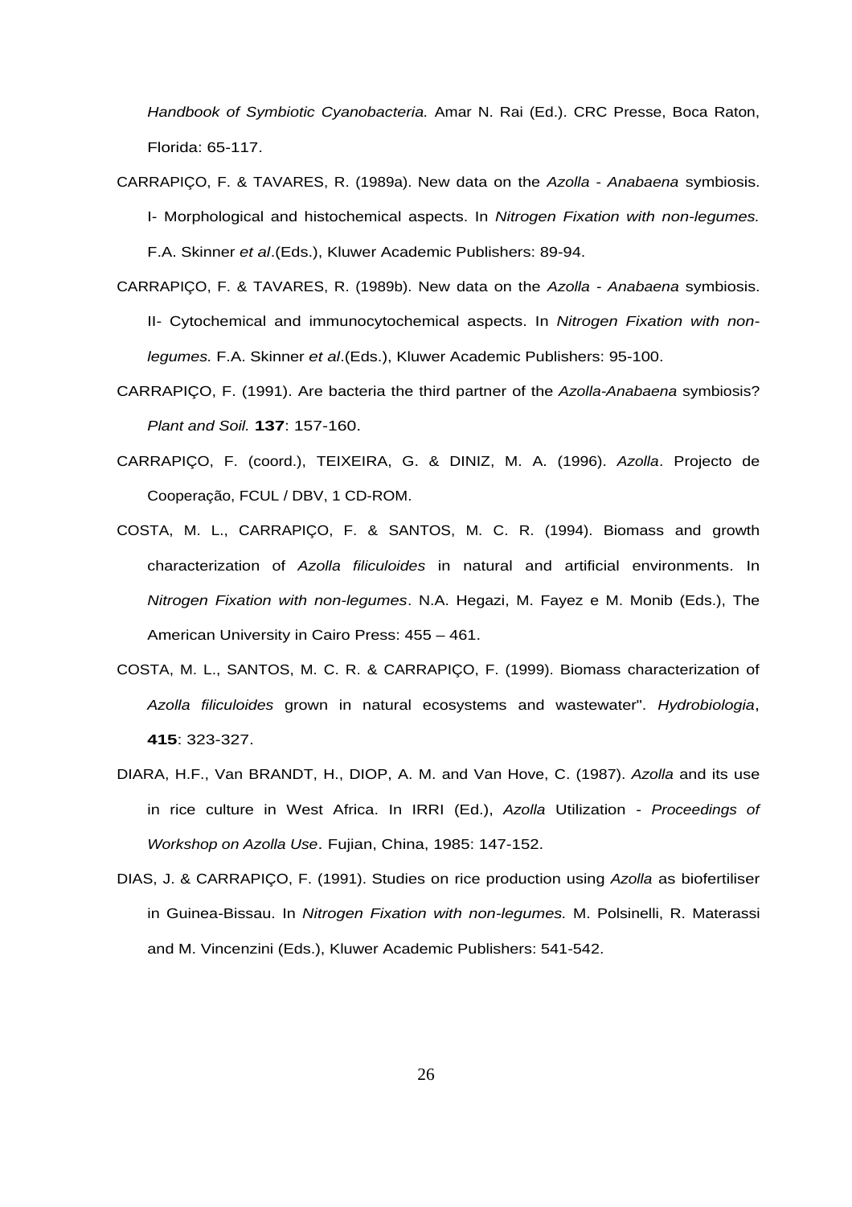*Handbook of Symbiotic Cyanobacteria.* Amar N. Rai (Ed.). CRC Presse, Boca Raton, Florida: 65-117.

CARRAPIÇO, F. & TAVARES, R. (1989a). New data on the *Azolla - Anabaena* symbiosis. I- Morphological and histochemical aspects. In *Nitrogen Fixation with non-legumes.* F.A. Skinner *et al*.(Eds.), Kluwer Academic Publishers: 89-94.

CARRAPIÇO, F. & TAVARES, R. (1989b). New data on the *Azolla - Anabaena* symbiosis. II- Cytochemical and immunocytochemical aspects. In *Nitrogen Fixation with non-legumes.* F.A. Skinner *et al*.(Eds.), Kluwer Academic Publishers: 95-100.

CARRAPIÇO, F. (1991). Are bacteria the third partner of the *Azolla-Anabaena* symbiosis? *Plant and Soil.* **137**: 157-160.

CARRAPIÇO, F. (coord.), TEIXEIRA, G. & DINIZ, M. A. (1996). *Azolla*. Projecto de Cooperação, FCUL / DBV, 1 CD-ROM.

COSTA, M. L., CARRAPIÇO, F. & SANTOS, M. C. R. (1994). Biomass and growth characterization of *Azolla filiculoides* in natural and artificial environments. In *Nitrogen Fixation with non-legumes*. N.A. Hegazi, M. Fayez e M. Monib (Eds.), The American University in Cairo Press: 455 – 461.

COSTA, M. L., SANTOS, M. C. R. & CARRAPIÇO, F. (1999). Biomass characterization of *Azolla filiculoides* grown in natural ecosystems and wastewater". *Hydrobiologia*, **415**: 323-327.

DIARA, H.F., Van BRANDT, H., DIOP, A. M. and Van Hove, C. (1987). *Azolla* and its use in rice culture in West Africa. In IRRI (Ed.), *Azolla* Utilization - *Proceedings of Workshop on Azolla Use*. Fujian, China, 1985: 147-152.

DIAS, J. & CARRAPIÇO, F. (1991). Studies on rice production using *Azolla* as biofertiliser in Guinea-Bissau. In *Nitrogen Fixation with non-legumes.* M. Polsinelli, R. Materassi and M. Vincenzini (Eds.), Kluwer Academic Publishers: 541-542.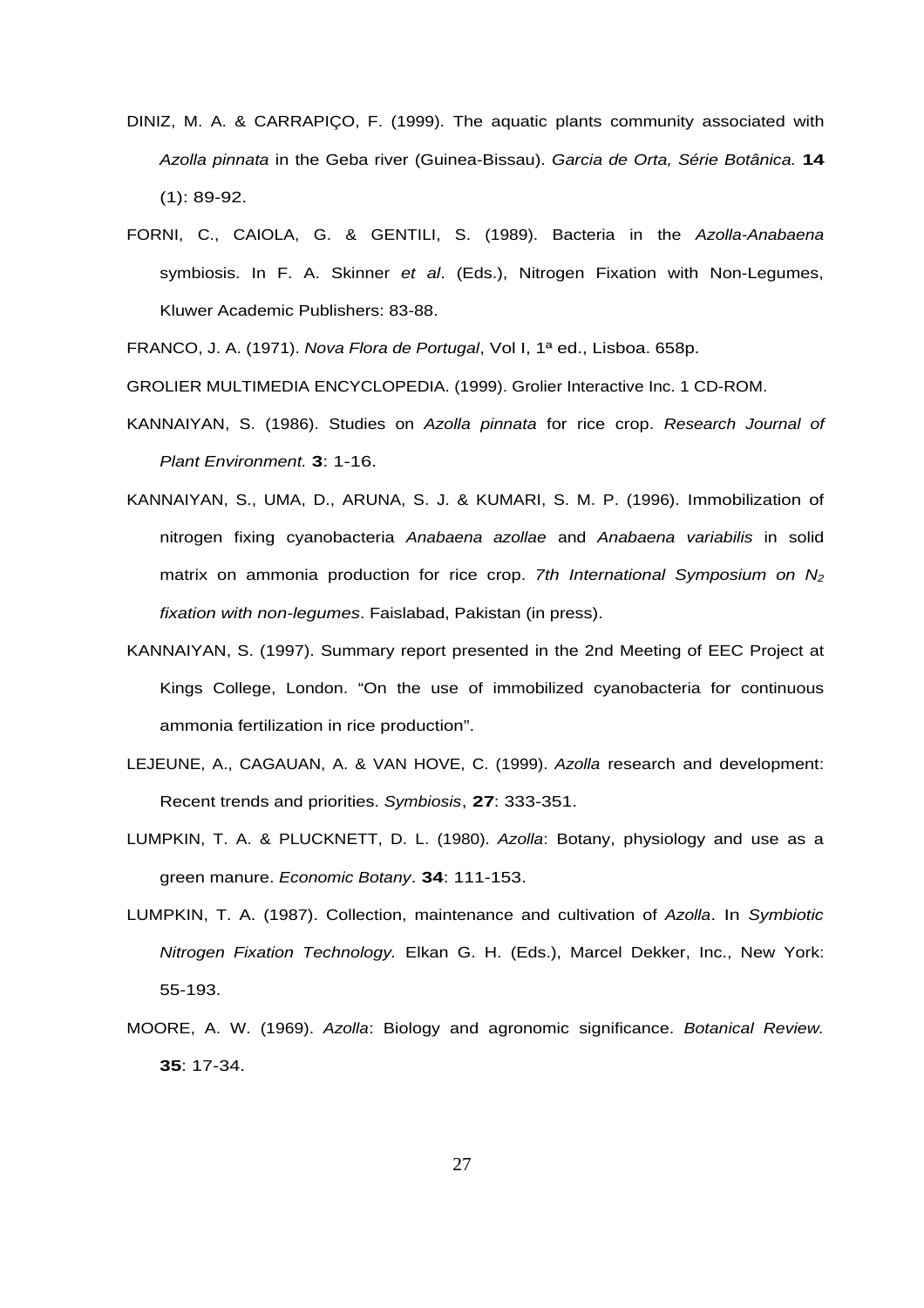DINIZ, M. A. & CARRAPIÇO, F. (1999). The aquatic plants community associated with *Azolla pinnata* in the Geba river (Guinea-Bissau). *Garcia de Orta, Série Botânica.* **14** (1): 89-92.

FORNI, C., CAIOLA, G. & GENTILI, S. (1989). Bacteria in the *Azolla-Anabaena* symbiosis. In F. A. Skinner *et al*. (Eds.), Nitrogen Fixation with Non-Legumes, Kluwer Academic Publishers: 83-88.

FRANCO, J. A. (1971). *Nova Flora de Portugal*, Vol I, 1ª ed., Lisboa. 658p.

GROLIER MULTIMEDIA ENCYCLOPEDIA. (1999). Grolier Interactive Inc. 1 CD-ROM.

KANNAIYAN, S. (1986). Studies on *Azolla pinnata* for rice crop. *Research Journal of Plant Environment.* **3**: 1-16.

KANNAIYAN, S., UMA, D., ARUNA, S. J. & KUMARI, S. M. P. (1996). Immobilization of nitrogen fixing cyanobacteria *Anabaena azollae* and *Anabaena variabilis* in solid matrix on ammonia production for rice crop. *7th International Symposium on $N_2$ fixation with non-legumes*. Faislabad, Pakistan (in press).

KANNAIYAN, S. (1997). Summary report presented in the 2nd Meeting of EEC Project at Kings College, London. "On the use of immobilized cyanobacteria for continuous ammonia fertilization in rice production".

LEJEUNE, A., CAGAUAN, A. & VAN HOVE, C. (1999). *Azolla* research and development: Recent trends and priorities. *Symbiosis*, **27**: 333-351.

LUMPKIN, T. A. & PLUCKNETT, D. L. (1980). *Azolla*: Botany, physiology and use as a green manure. *Economic Botany*. **34**: 111-153.

LUMPKIN, T. A. (1987). Collection, maintenance and cultivation of *Azolla*. In *Symbiotic Nitrogen Fixation Technology.* Elkan G. H. (Eds.), Marcel Dekker, Inc., New York: 55-193.

MOORE, A. W. (1969). *Azolla*: Biology and agronomic significance. *Botanical Review.* **35**: 17-34.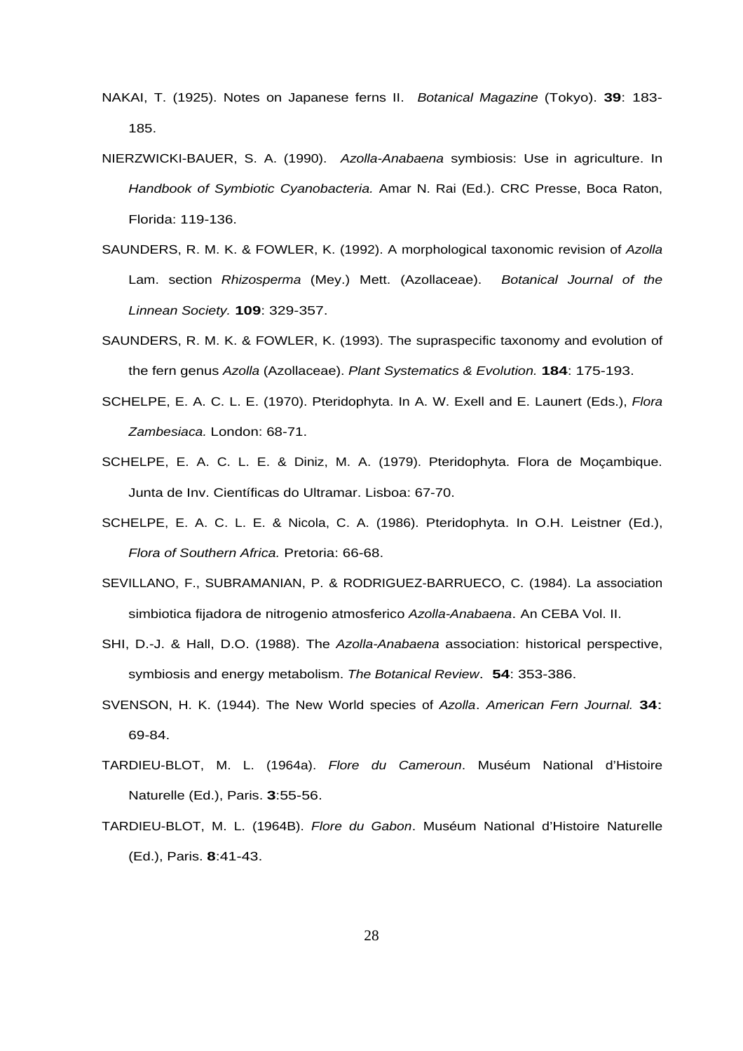NAKAI, T. (1925). Notes on Japanese ferns II. *Botanical Magazine* (Tokyo). **39**: 183-185.

NIERZWICKI-BAUER, S. A. (1990). *Azolla-Anabaena* symbiosis: Use in agriculture. In *Handbook of Symbiotic Cyanobacteria.* Amar N. Rai (Ed.). CRC Presse, Boca Raton, Florida: 119-136.

SAUNDERS, R. M. K. & FOWLER, K. (1992). A morphological taxonomic revision of *Azolla* Lam. section *Rhizosperma* (Mey.) Mett. (Azollaceae). *Botanical Journal of the Linnean Society.* **109**: 329-357.

SAUNDERS, R. M. K. & FOWLER, K. (1993). The supraspecific taxonomy and evolution of the fern genus *Azolla* (Azollaceae). *Plant Systematics & Evolution.* **184**: 175-193.

SCHELPE, E. A. C. L. E. (1970). Pteridophyta. In A. W. Exell and E. Launert (Eds.), *Flora Zambesiaca.* London: 68-71.

SCHELPE, E. A. C. L. E. & Diniz, M. A. (1979). Pteridophyta. Flora de Moçambique. Junta de Inv. Científicas do Ultramar. Lisboa: 67-70.

SCHELPE, E. A. C. L. E. & Nicola, C. A. (1986). Pteridophyta. In O.H. Leistner (Ed.), *Flora of Southern Africa.* Pretoria: 66-68.

SEVILLANO, F., SUBRAMANIAN, P. & RODRIGUEZ-BARRUECO, C. (1984). La association simbiotica fijadora de nitrogenio atmosferico *Azolla-Anabaena*. An CEBA Vol. II.

SHI, D.-J. & Hall, D.O. (1988). The *Azolla-Anabaena* association: historical perspective, symbiosis and energy metabolism. *The Botanical Review*. **54**: 353-386.

SVENSON, H. K. (1944). The New World species of *Azolla*. *American Fern Journal.* **34:** 69-84.

TARDIEU-BLOT, M. L. (1964a). *Flore du Cameroun*. Muséum National d'Histoire Naturelle (Ed.), Paris. **3**:55-56.

TARDIEU-BLOT, M. L. (1964B). *Flore du Gabon*. Muséum National d'Histoire Naturelle (Ed.), Paris. **8**:41-43.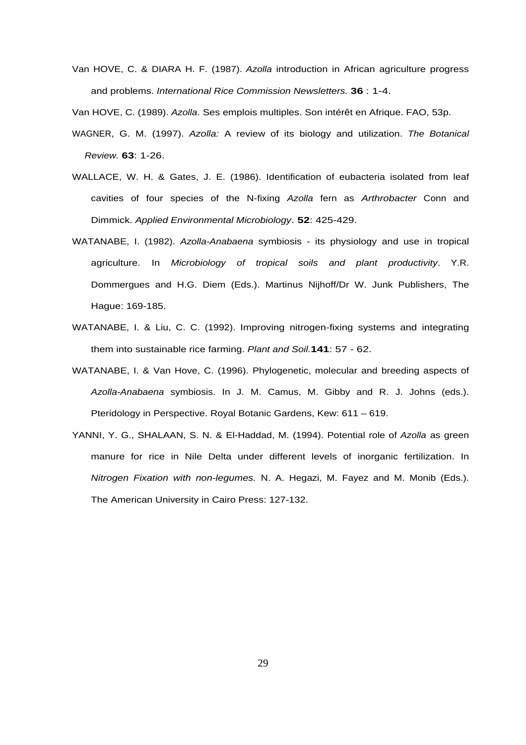Van HOVE, C. & DIARA H. F. (1987). *Azolla* introduction in African agriculture progress and problems. *International Rice Commission Newsletters.* **36** : 1-4.

Van HOVE, C. (1989). *Azolla*. Ses emplois multiples. Son intérêt en Afrique. FAO, 53p.

WAGNER, G. M. (1997). *Azolla:* A review of its biology and utilization. *The Botanical Review.* **63**: 1-26.

WALLACE, W. H. & Gates, J. E. (1986). Identification of eubacteria isolated from leaf cavities of four species of the N-fixing *Azolla* fern as *Arthrobacter* Conn and Dimmick. *Applied Environmental Microbiology*. **52**: 425-429.

WATANABE, I. (1982). *Azolla-Anabaena* symbiosis - its physiology and use in tropical agriculture. In *Microbiology of tropical soils and plant productivity*. Y.R. Dommergues and H.G. Diem (Eds.). Martinus Nijhoff/Dr W. Junk Publishers, The Hague: 169-185.

WATANABE, I. & Liu, C. C. (1992). Improving nitrogen-fixing systems and integrating them into sustainable rice farming. *Plant and Soil.***141**: 57 - 62.

WATANABE, I. & Van Hove, C. (1996). Phylogenetic, molecular and breeding aspects of *Azolla-Anabaena* symbiosis. In J. M. Camus, M. Gibby and R. J. Johns (eds.). Pteridology in Perspective. Royal Botanic Gardens, Kew: 611 – 619.

YANNI, Y. G., SHALAAN, S. N. & El-Haddad, M. (1994). Potential role of *Azolla* as green manure for rice in Nile Delta under different levels of inorganic fertilization. In *Nitrogen Fixation with non-legumes.* N. A. Hegazi, M. Fayez and M. Monib (Eds.). The American University in Cairo Press: 127-132.